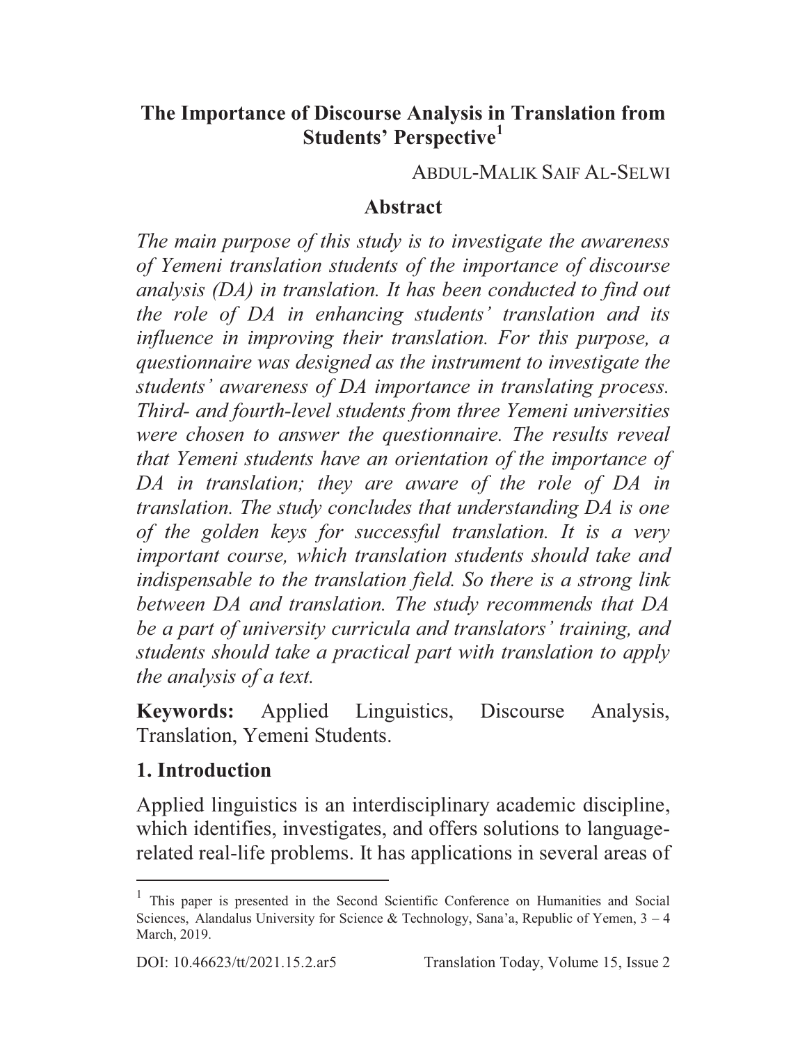# The Importance of Discourse Analysis in Translation from Students' Perspective[1]

ABDUL-MALIK SAIF AL-SELWI

## Abstract

*The main purpose of this study is to investigate the awareness of Yemeni translation students of the importance of discourse analysis (DA) in translation. It has been conducted to find out the role of DA in enhancing students' translation and its influence in improving their translation. For this purpose, a questionnaire was designed as the instrument to investigate the students' awareness of DA importance in translating process. Third- and fourth-level students from three Yemeni universities were chosen to answer the questionnaire. The results reveal that Yemeni students have an orientation of the importance of DA in translation; they are aware of the role of DA in translation. The study concludes that understanding DA is one of the golden keys for successful translation. It is a very important course, which translation students should take and indispensable to the translation field. So there is a strong link between DA and translation. The study recommends that DA be a part of university curricula and translators' training, and students should take a practical part with translation to apply the analysis of a text.*

**Keywords:** Applied Linguistics, Discourse Analysis, Translation, Yemeni Students.

## 1. Introduction

Applied linguistics is an interdisciplinary academic discipline, which identifies, investigates, and offers solutions to language-related real-life problems. It has applications in several areas of

---

[1] This paper is presented in the Second Scientific Conference on Humanities and Social Sciences, Alandalus University for Science & Technology, Sana'a, Republic of Yemen, 3 – 4 March, 2019.

DOI: 10.46623/tt/2021.15.2.ar5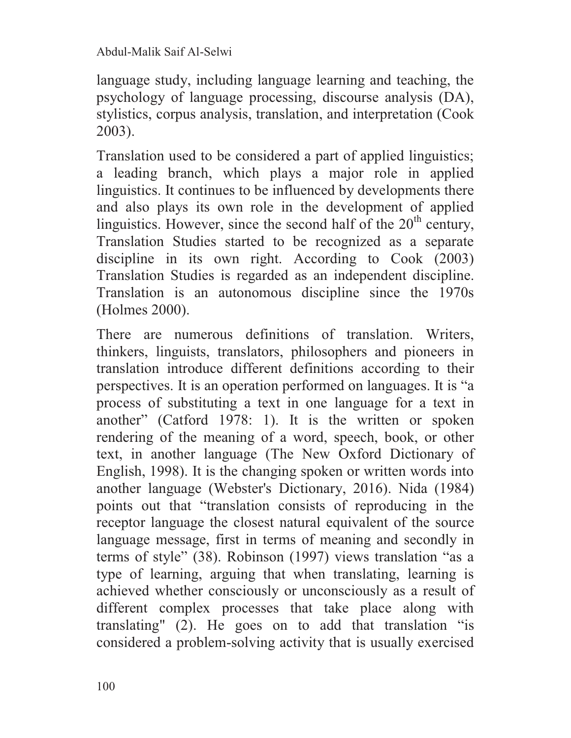language study, including language learning and teaching, the psychology of language processing, discourse analysis (DA), stylistics, corpus analysis, translation, and interpretation (Cook 2003).

Translation used to be considered a part of applied linguistics; a leading branch, which plays a major role in applied linguistics. It continues to be influenced by developments there and also plays its own role in the development of applied linguistics. However, since the second half of the 20th century, Translation Studies started to be recognized as a separate discipline in its own right. According to Cook (2003) Translation Studies is regarded as an independent discipline. Translation is an autonomous discipline since the 1970s (Holmes 2000).

There are numerous definitions of translation. Writers, thinkers, linguists, translators, philosophers and pioneers in translation introduce different definitions according to their perspectives. It is an operation performed on languages. It is "a process of substituting a text in one language for a text in another" (Catford 1978: 1). It is the written or spoken rendering of the meaning of a word, speech, book, or other text, in another language (The New Oxford Dictionary of English, 1998). It is the changing spoken or written words into another language (Webster's Dictionary, 2016). Nida (1984) points out that "translation consists of reproducing in the receptor language the closest natural equivalent of the source language message, first in terms of meaning and secondly in terms of style" (38). Robinson (1997) views translation "as a type of learning, arguing that when translating, learning is achieved whether consciously or unconsciously as a result of different complex processes that take place along with translating" (2). He goes on to add that translation "is considered a problem-solving activity that is usually exercised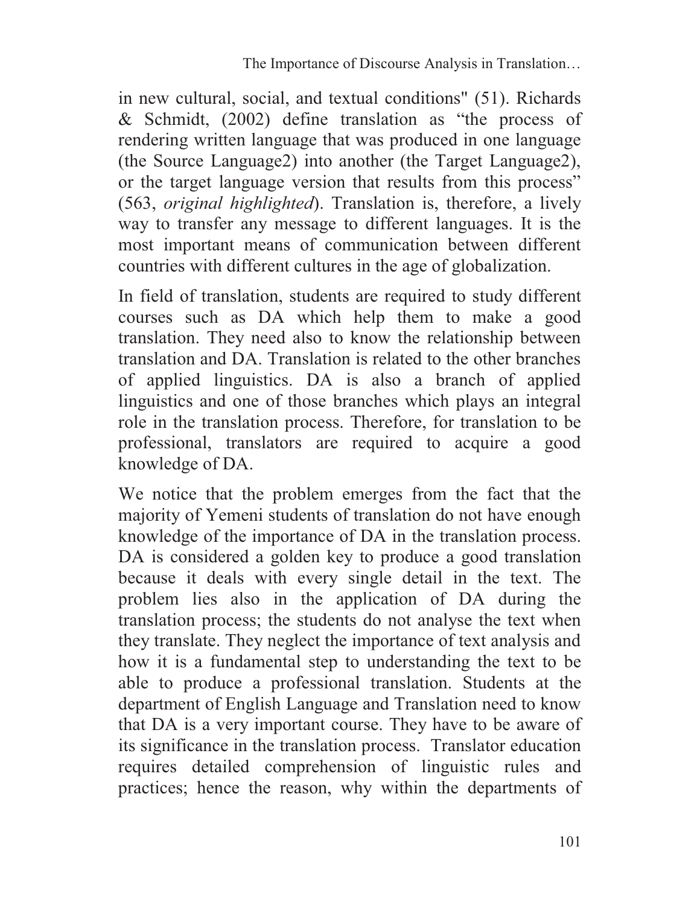in new cultural, social, and textual conditions" (51). Richards & Schmidt, (2002) define translation as "the process of rendering written language that was produced in one language (the Source Language2) into another (the Target Language2), or the target language version that results from this process" (563, *original highlighted*). Translation is, therefore, a lively way to transfer any message to different languages. It is the most important means of communication between different countries with different cultures in the age of globalization.

In field of translation, students are required to study different courses such as DA which help them to make a good translation. They need also to know the relationship between translation and DA. Translation is related to the other branches of applied linguistics. DA is also a branch of applied linguistics and one of those branches which plays an integral role in the translation process. Therefore, for translation to be professional, translators are required to acquire a good knowledge of DA.

We notice that the problem emerges from the fact that the majority of Yemeni students of translation do not have enough knowledge of the importance of DA in the translation process. DA is considered a golden key to produce a good translation because it deals with every single detail in the text. The problem lies also in the application of DA during the translation process; the students do not analyse the text when they translate. They neglect the importance of text analysis and how it is a fundamental step to understanding the text to be able to produce a professional translation. Students at the department of English Language and Translation need to know that DA is a very important course. They have to be aware of its significance in the translation process. Translator education requires detailed comprehension of linguistic rules and practices; hence the reason, why within the departments of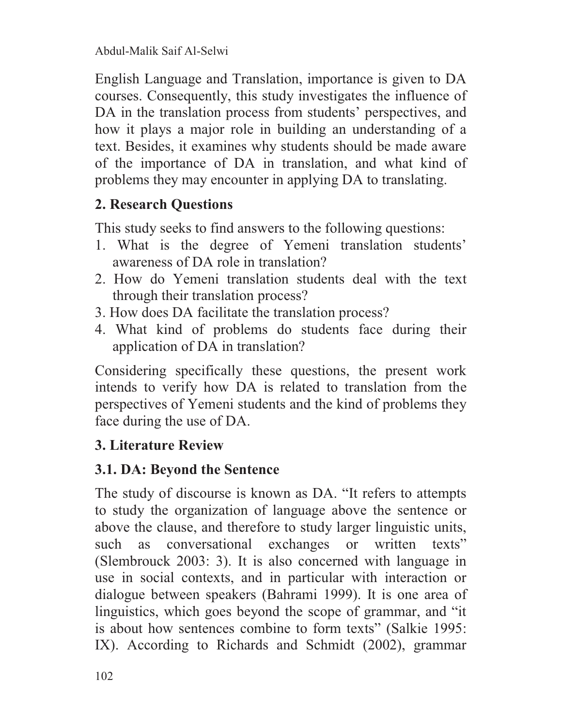English Language and Translation, importance is given to DA courses. Consequently, this study investigates the influence of DA in the translation process from students' perspectives, and how it plays a major role in building an understanding of a text. Besides, it examines why students should be made aware of the importance of DA in translation, and what kind of problems they may encounter in applying DA to translating.

## 2. Research Questions

This study seeks to find answers to the following questions:

1. What is the degree of Yemeni translation students' awareness of DA role in translation?
2. How do Yemeni translation students deal with the text through their translation process?
3. How does DA facilitate the translation process?
4. What kind of problems do students face during their application of DA in translation?

Considering specifically these questions, the present work intends to verify how DA is related to translation from the perspectives of Yemeni students and the kind of problems they face during the use of DA.

## 3. Literature Review

### 3.1. DA: Beyond the Sentence

The study of discourse is known as DA. "It refers to attempts to study the organization of language above the sentence or above the clause, and therefore to study larger linguistic units, such as conversational exchanges or written texts" (Slembrouck 2003: 3). It is also concerned with language in use in social contexts, and in particular with interaction or dialogue between speakers (Bahrami 1999). It is one area of linguistics, which goes beyond the scope of grammar, and "it is about how sentences combine to form texts" (Salkie 1995: IX). According to Richards and Schmidt (2002), grammar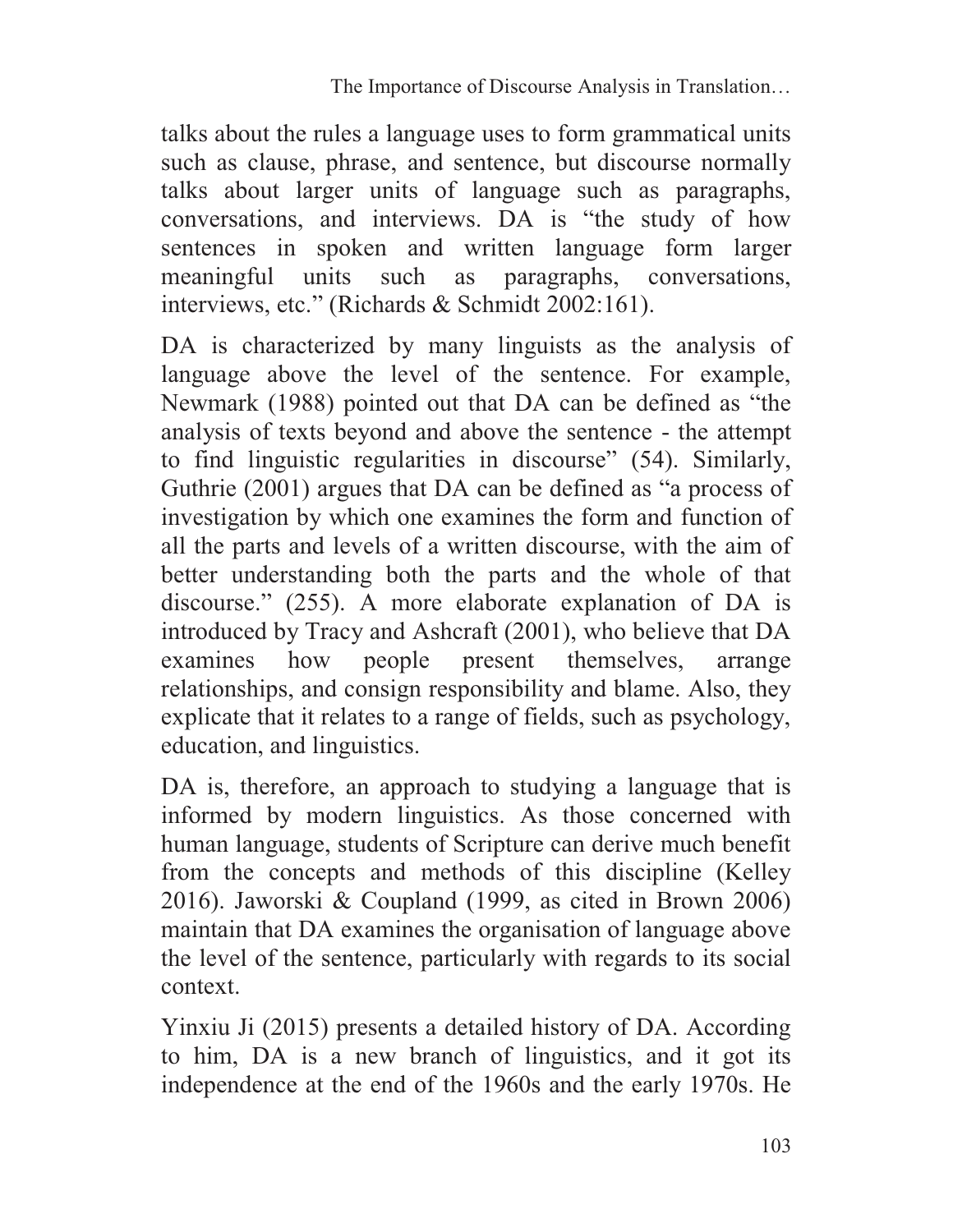talks about the rules a language uses to form grammatical units such as clause, phrase, and sentence, but discourse normally talks about larger units of language such as paragraphs, conversations, and interviews. DA is "the study of how sentences in spoken and written language form larger meaningful units such as paragraphs, conversations, interviews, etc." (Richards & Schmidt 2002:161).

DA is characterized by many linguists as the analysis of language above the level of the sentence. For example, Newmark (1988) pointed out that DA can be defined as "the analysis of texts beyond and above the sentence - the attempt to find linguistic regularities in discourse" (54). Similarly, Guthrie (2001) argues that DA can be defined as "a process of investigation by which one examines the form and function of all the parts and levels of a written discourse, with the aim of better understanding both the parts and the whole of that discourse." (255). A more elaborate explanation of DA is introduced by Tracy and Ashcraft (2001), who believe that DA examines how people present themselves, arrange relationships, and consign responsibility and blame. Also, they explicate that it relates to a range of fields, such as psychology, education, and linguistics.

DA is, therefore, an approach to studying a language that is informed by modern linguistics. As those concerned with human language, students of Scripture can derive much benefit from the concepts and methods of this discipline (Kelley 2016). Jaworski & Coupland (1999, as cited in Brown 2006) maintain that DA examines the organisation of language above the level of the sentence, particularly with regards to its social context.

Yinxiu Ji (2015) presents a detailed history of DA. According to him, DA is a new branch of linguistics, and it got its independence at the end of the 1960s and the early 1970s. He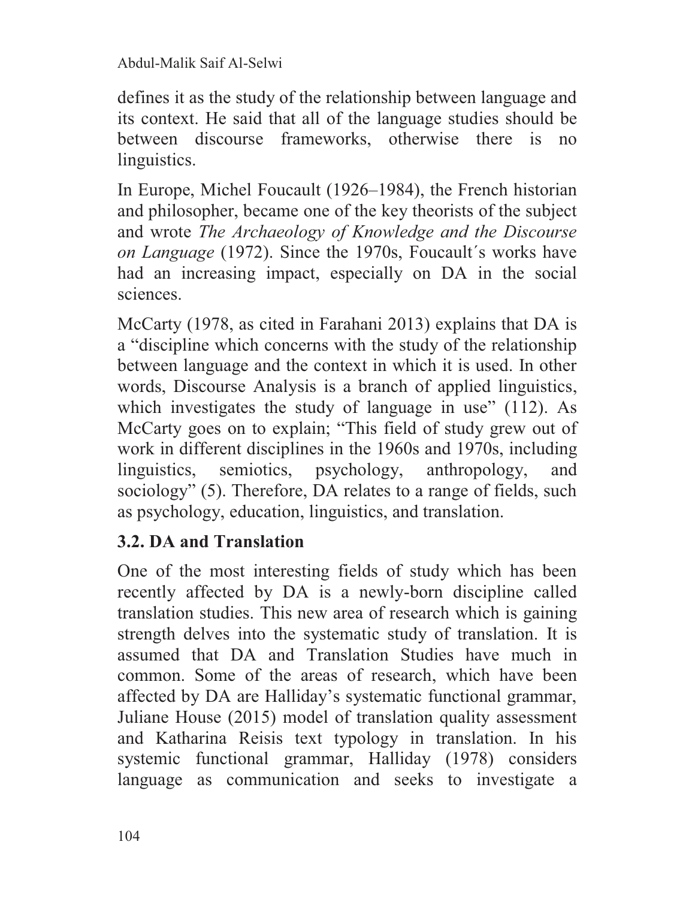defines it as the study of the relationship between language and its context. He said that all of the language studies should be between discourse frameworks, otherwise there is no linguistics.

In Europe, Michel Foucault (1926–1984), the French historian and philosopher, became one of the key theorists of the subject and wrote *The Archaeology of Knowledge and the Discourse on Language* (1972). Since the 1970s, Foucault´s works have had an increasing impact, especially on DA in the social sciences.

McCarty (1978, as cited in Farahani 2013) explains that DA is a "discipline which concerns with the study of the relationship between language and the context in which it is used. In other words, Discourse Analysis is a branch of applied linguistics, which investigates the study of language in use" (112). As McCarty goes on to explain; "This field of study grew out of work in different disciplines in the 1960s and 1970s, including linguistics, semiotics, psychology, anthropology, and sociology" (5). Therefore, DA relates to a range of fields, such as psychology, education, linguistics, and translation.

## 3.2. DA and Translation

One of the most interesting fields of study which has been recently affected by DA is a newly-born discipline called translation studies. This new area of research which is gaining strength delves into the systematic study of translation. It is assumed that DA and Translation Studies have much in common. Some of the areas of research, which have been affected by DA are Halliday's systematic functional grammar, Juliane House (2015) model of translation quality assessment and Katharina Reisis text typology in translation. In his systemic functional grammar, Halliday (1978) considers language as communication and seeks to investigate a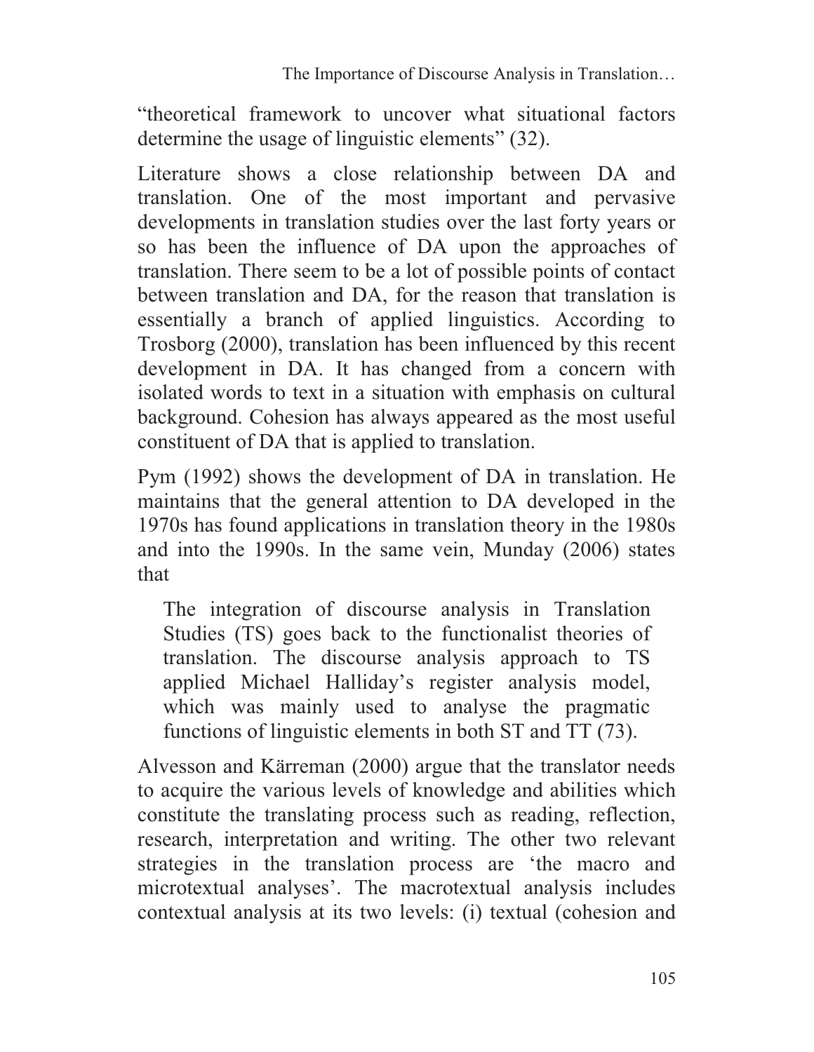"theoretical framework to uncover what situational factors determine the usage of linguistic elements" (32).

Literature shows a close relationship between DA and translation. One of the most important and pervasive developments in translation studies over the last forty years or so has been the influence of DA upon the approaches of translation. There seem to be a lot of possible points of contact between translation and DA, for the reason that translation is essentially a branch of applied linguistics. According to Trosborg (2000), translation has been influenced by this recent development in DA. It has changed from a concern with isolated words to text in a situation with emphasis on cultural background. Cohesion has always appeared as the most useful constituent of DA that is applied to translation.

Pym (1992) shows the development of DA in translation. He maintains that the general attention to DA developed in the 1970s has found applications in translation theory in the 1980s and into the 1990s. In the same vein, Munday (2006) states that

> The integration of discourse analysis in Translation Studies (TS) goes back to the functionalist theories of translation. The discourse analysis approach to TS applied Michael Halliday's register analysis model, which was mainly used to analyse the pragmatic functions of linguistic elements in both ST and TT (73).

Alvesson and Kärreman (2000) argue that the translator needs to acquire the various levels of knowledge and abilities which constitute the translating process such as reading, reflection, research, interpretation and writing. The other two relevant strategies in the translation process are 'the macro and microtextual analyses'. The macrotextual analysis includes contextual analysis at its two levels: (i) textual (cohesion and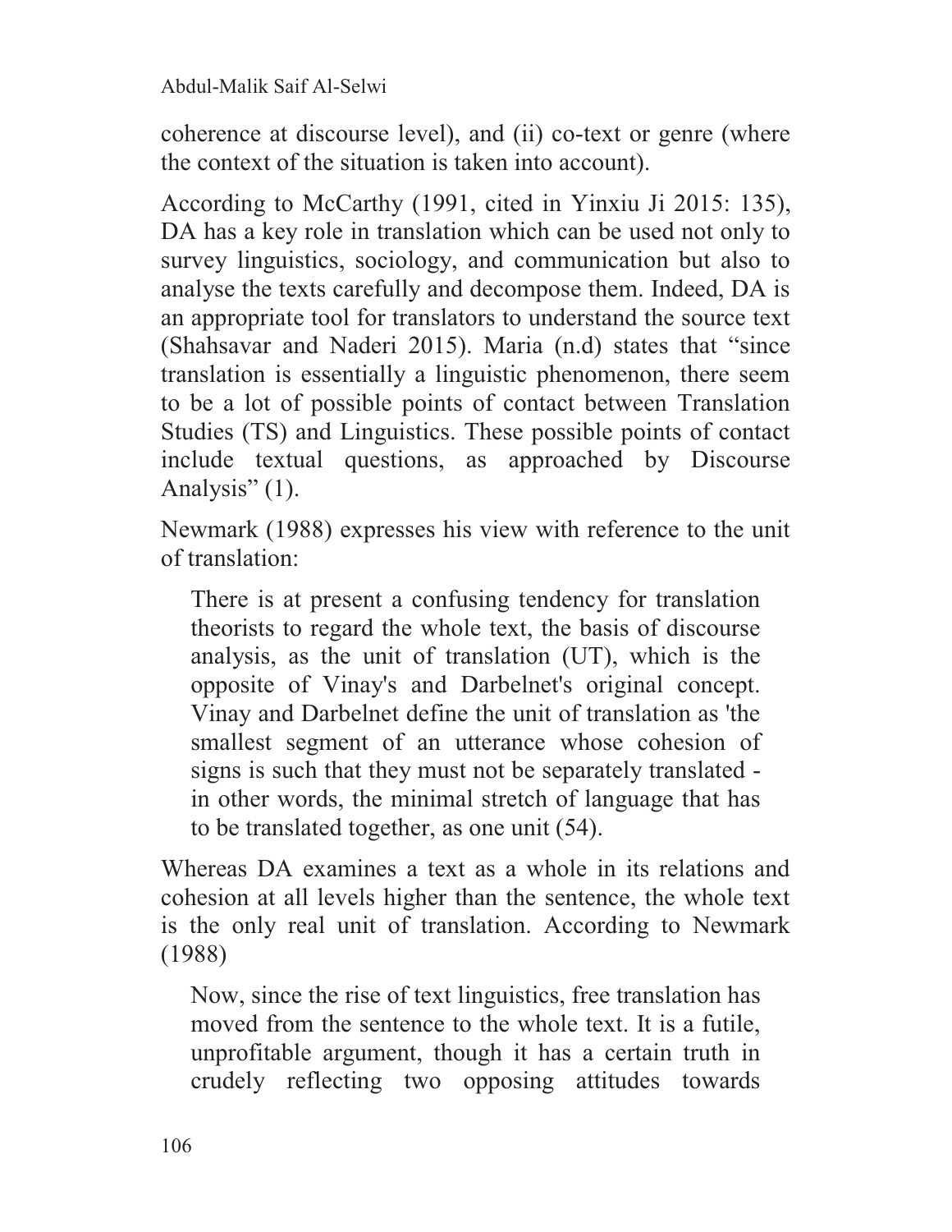coherence at discourse level), and (ii) co-text or genre (where the context of the situation is taken into account).

According to McCarthy (1991, cited in Yinxiu Ji 2015: 135), DA has a key role in translation which can be used not only to survey linguistics, sociology, and communication but also to analyse the texts carefully and decompose them. Indeed, DA is an appropriate tool for translators to understand the source text (Shahsavar and Naderi 2015). Maria (n.d) states that "since translation is essentially a linguistic phenomenon, there seem to be a lot of possible points of contact between Translation Studies (TS) and Linguistics. These possible points of contact include textual questions, as approached by Discourse Analysis" (1).

Newmark (1988) expresses his view with reference to the unit of translation:

> There is at present a confusing tendency for translation theorists to regard the whole text, the basis of discourse analysis, as the unit of translation (UT), which is the opposite of Vinay's and Darbelnet's original concept. Vinay and Darbelnet define the unit of translation as 'the smallest segment of an utterance whose cohesion of signs is such that they must not be separately translated - in other words, the minimal stretch of language that has to be translated together, as one unit (54).

Whereas DA examines a text as a whole in its relations and cohesion at all levels higher than the sentence, the whole text is the only real unit of translation. According to Newmark (1988)

> Now, since the rise of text linguistics, free translation has moved from the sentence to the whole text. It is a futile, unprofitable argument, though it has a certain truth in crudely reflecting two opposing attitudes towards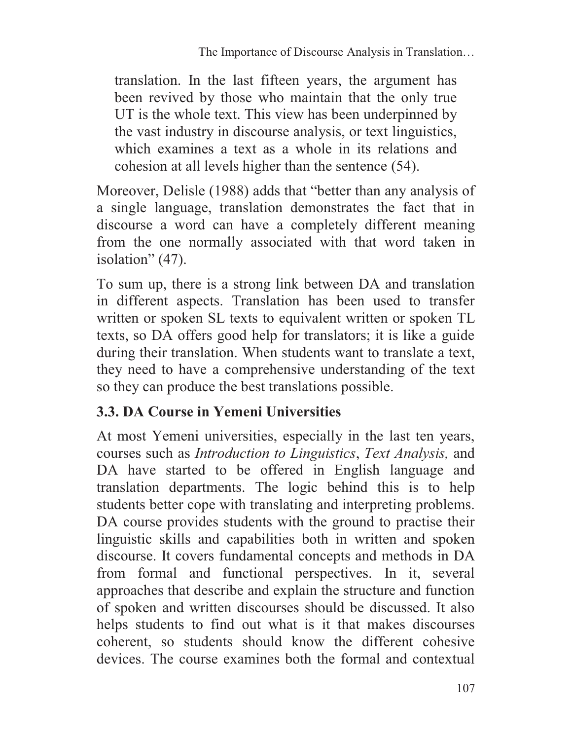> translation. In the last fifteen years, the argument has been revived by those who maintain that the only true UT is the whole text. This view has been underpinned by the vast industry in discourse analysis, or text linguistics, which examines a text as a whole in its relations and cohesion at all levels higher than the sentence (54).

Moreover, Delisle (1988) adds that "better than any analysis of a single language, translation demonstrates the fact that in discourse a word can have a completely different meaning from the one normally associated with that word taken in isolation" (47).

To sum up, there is a strong link between DA and translation in different aspects. Translation has been used to transfer written or spoken SL texts to equivalent written or spoken TL texts, so DA offers good help for translators; it is like a guide during their translation. When students want to translate a text, they need to have a comprehensive understanding of the text so they can produce the best translations possible.

### 3.3. DA Course in Yemeni Universities

At most Yemeni universities, especially in the last ten years, courses such as *Introduction to Linguistics*, *Text Analysis,* and DA have started to be offered in English language and translation departments. The logic behind this is to help students better cope with translating and interpreting problems. DA course provides students with the ground to practise their linguistic skills and capabilities both in written and spoken discourse. It covers fundamental concepts and methods in DA from formal and functional perspectives. In it, several approaches that describe and explain the structure and function of spoken and written discourses should be discussed. It also helps students to find out what is it that makes discourses coherent, so students should know the different cohesive devices. The course examines both the formal and contextual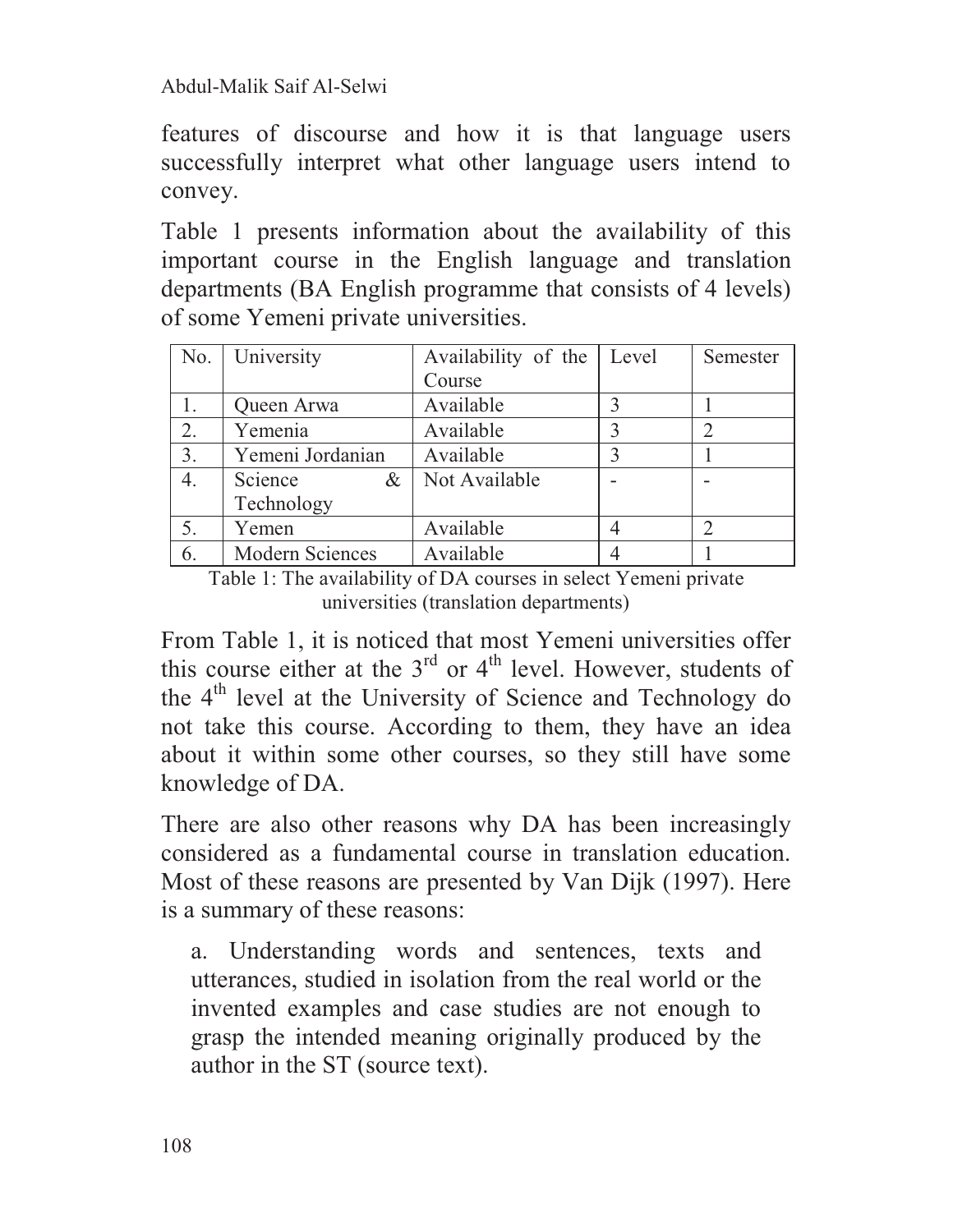features of discourse and how it is that language users successfully interpret what other language users intend to convey.

Table 1 presents information about the availability of this important course in the English language and translation departments (BA English programme that consists of 4 levels) of some Yemeni private universities.

| No. | University | Availability of the Course | Level | Semester |
|---|---|---|---|---|
| 1. | Queen Arwa | Available | 3 | 1 |
| 2. | Yemenia | Available | 3 | 2 |
| 3. | Yemeni Jordanian | Available | 3 | 1 |
| 4. | Science & Technology | Not Available | - | - |
| 5. | Yemen | Available | 4 | 2 |
| 6. | Modern Sciences | Available | 4 | 1 |

Table 1: The availability of DA courses in select Yemeni private universities (translation departments)

From Table 1, it is noticed that most Yemeni universities offer this course either at the 3rd or 4th level. However, students of the 4th level at the University of Science and Technology do not take this course. According to them, they have an idea about it within some other courses, so they still have some knowledge of DA.

There are also other reasons why DA has been increasingly considered as a fundamental course in translation education. Most of these reasons are presented by Van Dijk (1997). Here is a summary of these reasons:

a. Understanding words and sentences, texts and utterances, studied in isolation from the real world or the invented examples and case studies are not enough to grasp the intended meaning originally produced by the author in the ST (source text).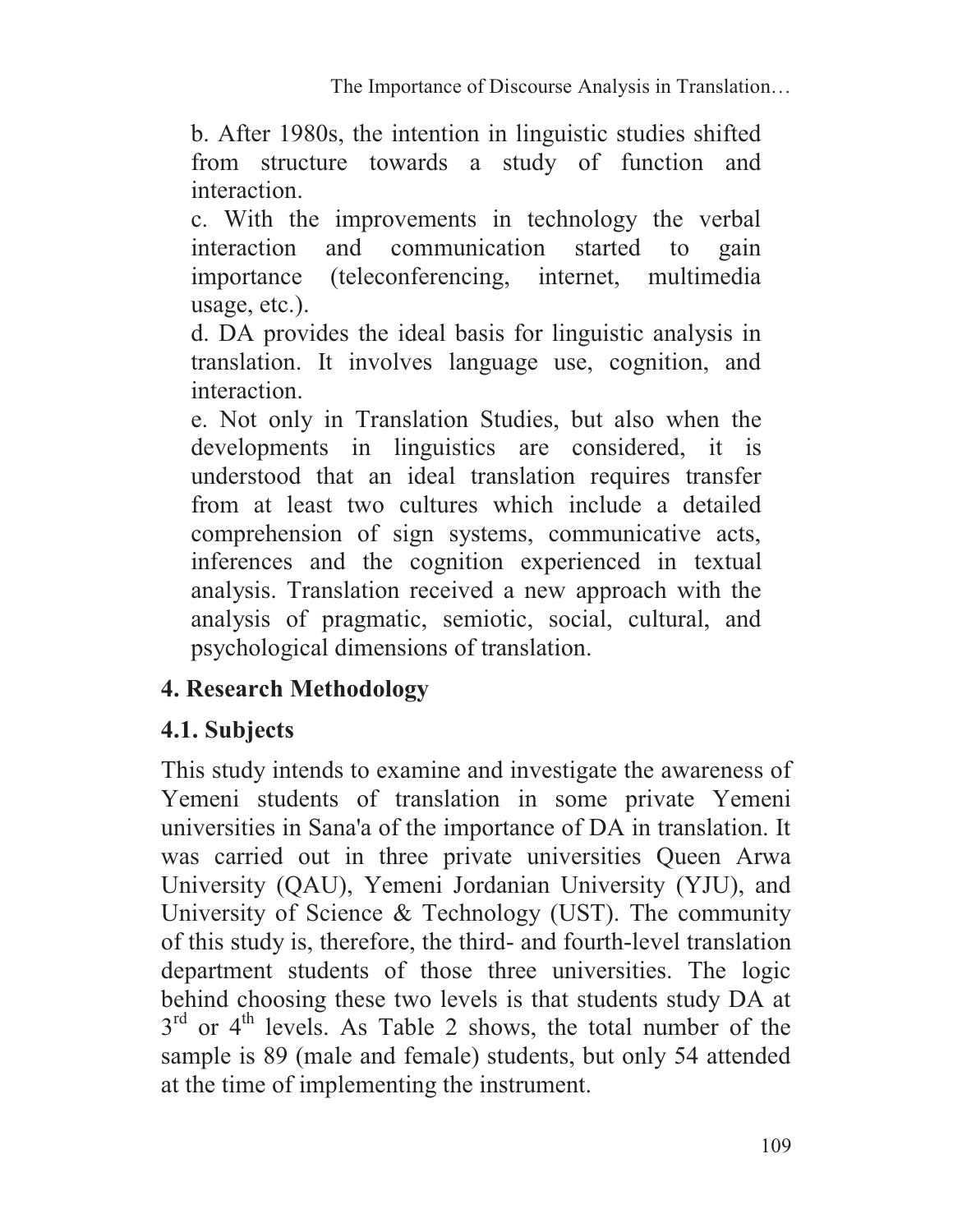b. After 1980s, the intention in linguistic studies shifted from structure towards a study of function and interaction.

c. With the improvements in technology the verbal interaction and communication started to gain importance (teleconferencing, internet, multimedia usage, etc.).

d. DA provides the ideal basis for linguistic analysis in translation. It involves language use, cognition, and interaction.

e. Not only in Translation Studies, but also when the developments in linguistics are considered, it is understood that an ideal translation requires transfer from at least two cultures which include a detailed comprehension of sign systems, communicative acts, inferences and the cognition experienced in textual analysis. Translation received a new approach with the analysis of pragmatic, semiotic, social, cultural, and psychological dimensions of translation.

## 4. Research Methodology

### 4.1. Subjects

This study intends to examine and investigate the awareness of Yemeni students of translation in some private Yemeni universities in Sana'a of the importance of DA in translation. It was carried out in three private universities Queen Arwa University (QAU), Yemeni Jordanian University (YJU), and University of Science & Technology (UST). The community of this study is, therefore, the third- and fourth-level translation department students of those three universities. The logic behind choosing these two levels is that students study DA at 3rd or 4th levels. As Table 2 shows, the total number of the sample is 89 (male and female) students, but only 54 attended at the time of implementing the instrument.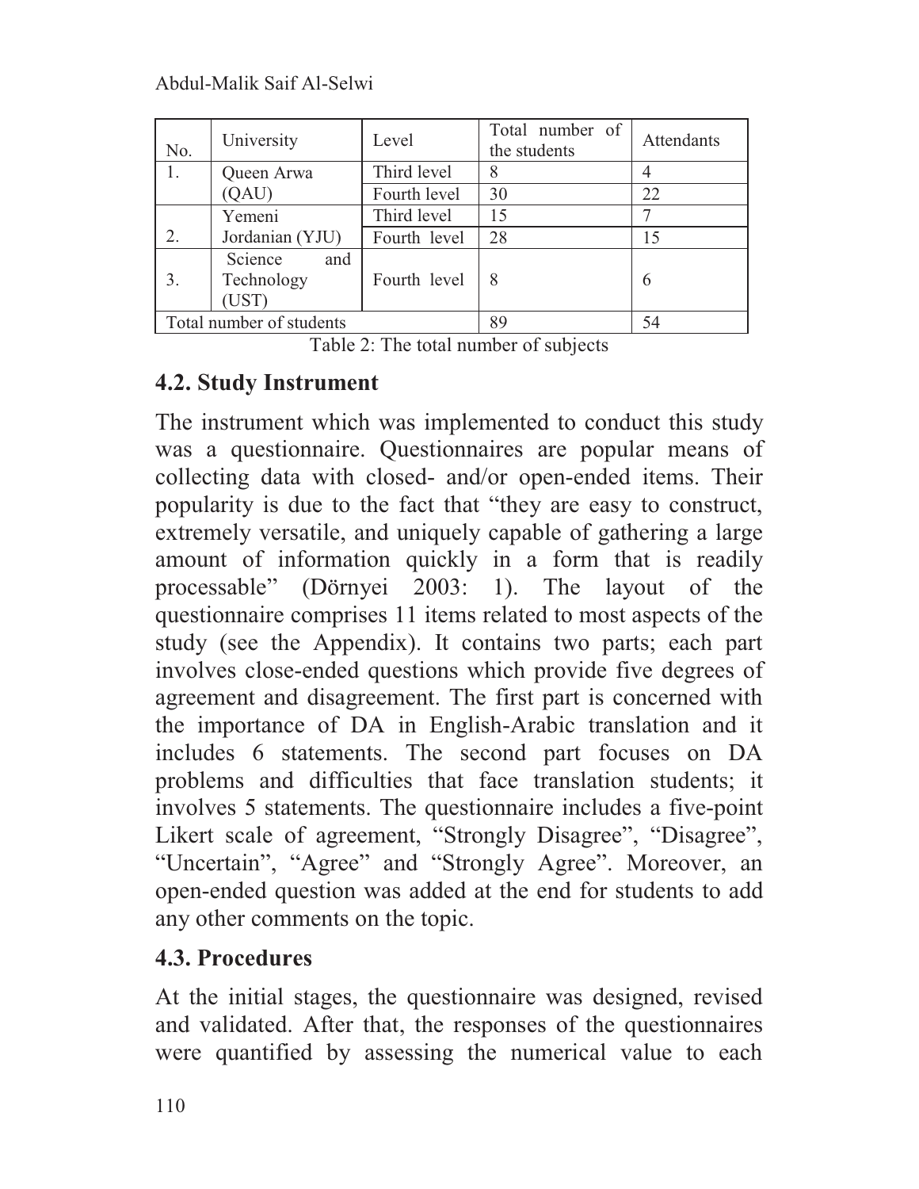| No. | University | Level | Total number of the students | Attendants |
|---|---|---|---|---|
| 1. | Queen Arwa (QAU) | Third level | 8 | 4 |
| | | Fourth level | 30 | 22 |
| 2. | Yemeni Jordanian (YJU) | Third level | 15 | 7 |
| | | Fourth level | 28 | 15 |
| 3. | Science and Technology (UST) | Fourth level | 8 | 6 |
| Total number of students | | | 89 | 54 |

Table 2: The total number of subjects

## 4.2. Study Instrument

The instrument which was implemented to conduct this study was a questionnaire. Questionnaires are popular means of collecting data with closed- and/or open-ended items. Their popularity is due to the fact that "they are easy to construct, extremely versatile, and uniquely capable of gathering a large amount of information quickly in a form that is readily processable" (Dörnyei 2003: 1). The layout of the questionnaire comprises 11 items related to most aspects of the study (see the Appendix). It contains two parts; each part involves close-ended questions which provide five degrees of agreement and disagreement. The first part is concerned with the importance of DA in English-Arabic translation and it includes 6 statements. The second part focuses on DA problems and difficulties that face translation students; it involves 5 statements. The questionnaire includes a five-point Likert scale of agreement, "Strongly Disagree", "Disagree", "Uncertain", "Agree" and "Strongly Agree". Moreover, an open-ended question was added at the end for students to add any other comments on the topic.

## 4.3. Procedures

At the initial stages, the questionnaire was designed, revised and validated. After that, the responses of the questionnaires were quantified by assessing the numerical value to each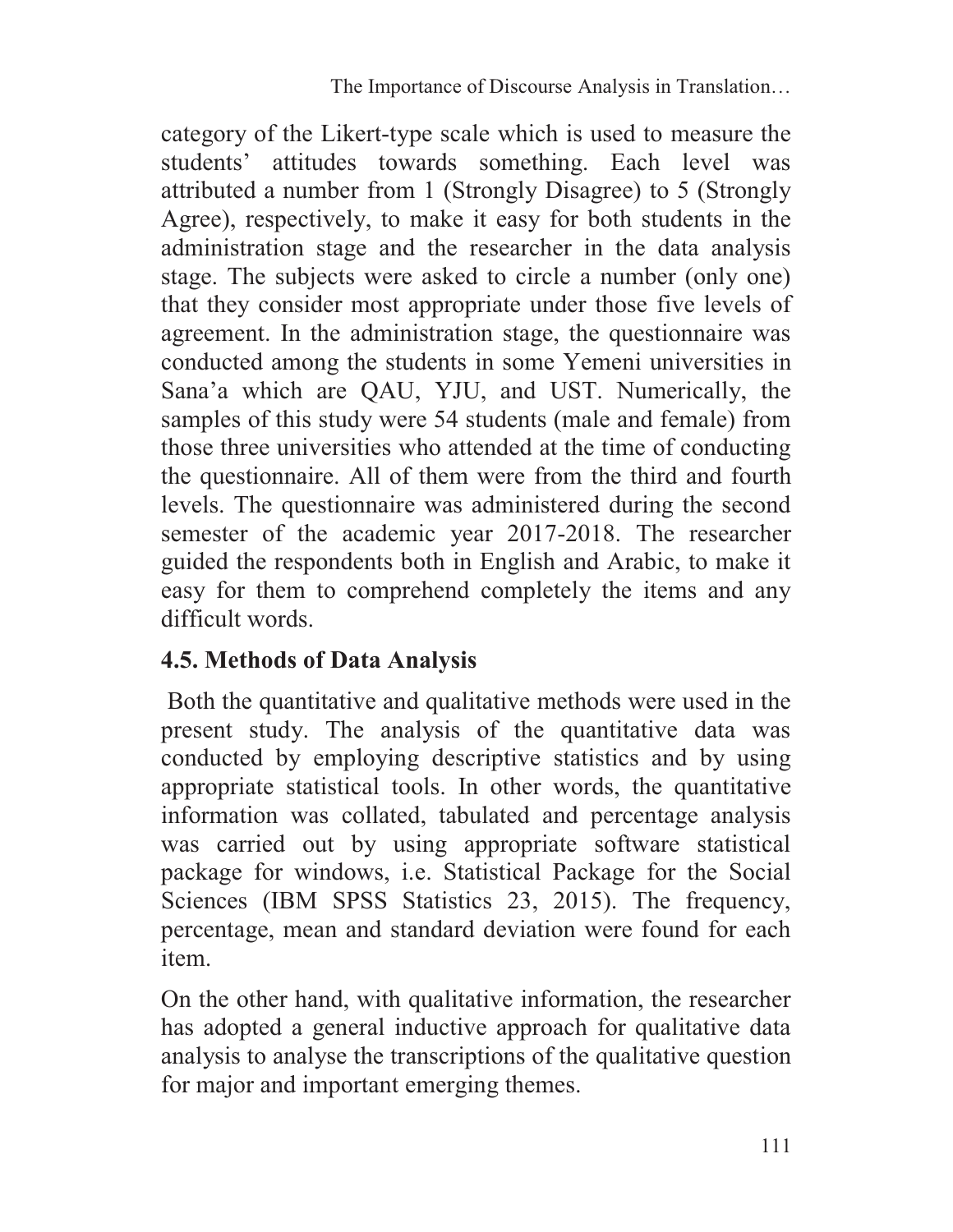category of the Likert-type scale which is used to measure the students' attitudes towards something. Each level was attributed a number from 1 (Strongly Disagree) to 5 (Strongly Agree), respectively, to make it easy for both students in the administration stage and the researcher in the data analysis stage. The subjects were asked to circle a number (only one) that they consider most appropriate under those five levels of agreement. In the administration stage, the questionnaire was conducted among the students in some Yemeni universities in Sana'a which are QAU, YJU, and UST. Numerically, the samples of this study were 54 students (male and female) from those three universities who attended at the time of conducting the questionnaire. All of them were from the third and fourth levels. The questionnaire was administered during the second semester of the academic year 2017-2018. The researcher guided the respondents both in English and Arabic, to make it easy for them to comprehend completely the items and any difficult words.

## 4.5. Methods of Data Analysis

Both the quantitative and qualitative methods were used in the present study. The analysis of the quantitative data was conducted by employing descriptive statistics and by using appropriate statistical tools. In other words, the quantitative information was collated, tabulated and percentage analysis was carried out by using appropriate software statistical package for windows, i.e. Statistical Package for the Social Sciences (IBM SPSS Statistics 23, 2015). The frequency, percentage, mean and standard deviation were found for each item.

On the other hand, with qualitative information, the researcher has adopted a general inductive approach for qualitative data analysis to analyse the transcriptions of the qualitative question for major and important emerging themes.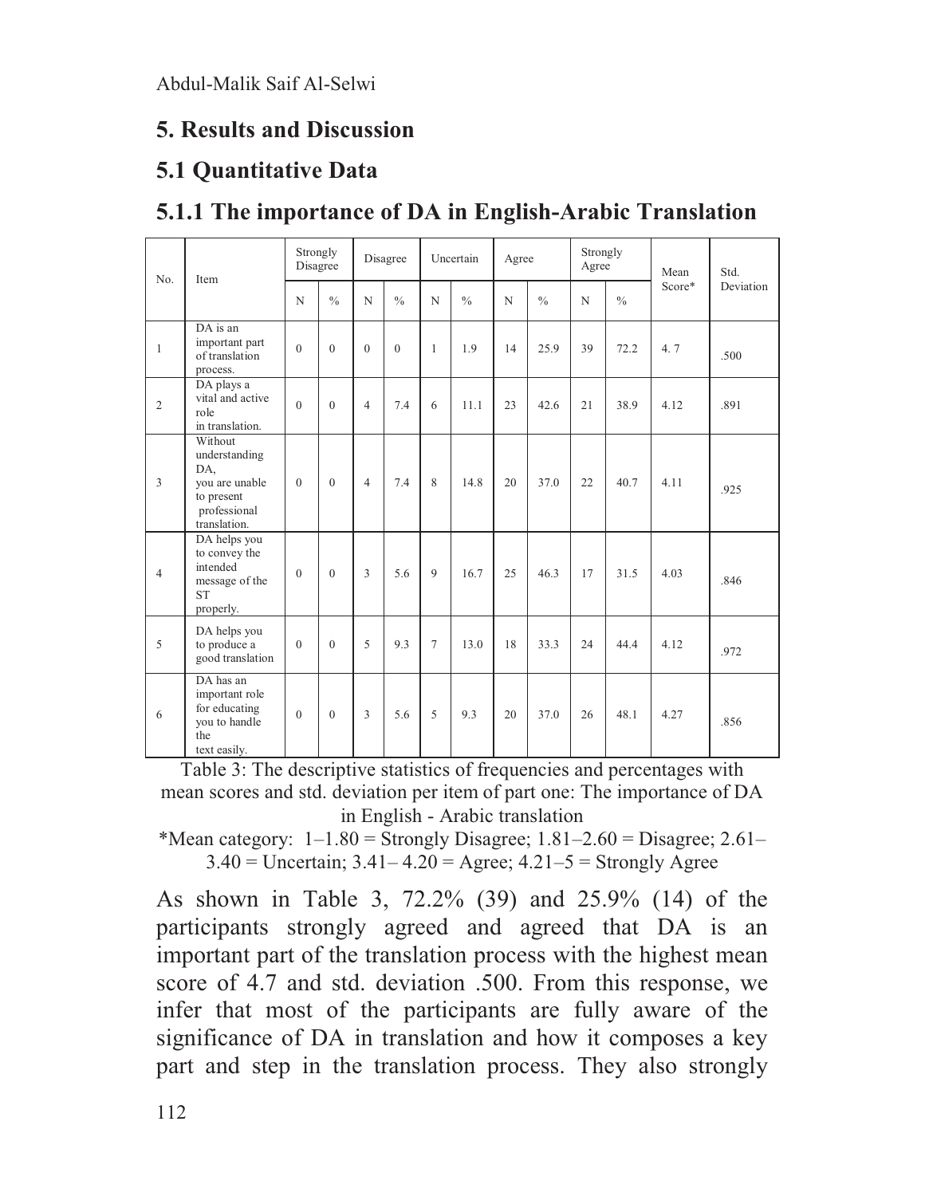# 5. Results and Discussion

## 5.1 Quantitative Data

### 5.1.1 The importance of DA in English-Arabic Translation

| No. | Item | Strongly Disagree | | Disagree | | Uncertain | | Agree | | Strongly Agree | | Mean Score* | Std. Deviation |
|---|---|---|---|---|---|---|---|---|---|---|---|---|---|
| | | N | % | N | % | N | % | N | % | N | % | | |
| 1 | DA is an important part of translation process. | 0 | 0 | 0 | 0 | 1 | 1.9 | 14 | 25.9 | 39 | 72.2 | 4. 7 | .500 |
| 2 | DA plays a vital and active role in translation. | 0 | 0 | 4 | 7.4 | 6 | 11.1 | 23 | 42.6 | 21 | 38.9 | 4.12 | .891 |
| 3 | Without understanding DA, you are unable to present professional translation. | 0 | 0 | 4 | 7.4 | 8 | 14.8 | 20 | 37.0 | 22 | 40.7 | 4.11 | .925 |
| 4 | DA helps you to convey the intended message of the ST properly. | 0 | 0 | 3 | 5.6 | 9 | 16.7 | 25 | 46.3 | 17 | 31.5 | 4.03 | .846 |
| 5 | DA helps you to produce a good translation | 0 | 0 | 5 | 9.3 | 7 | 13.0 | 18 | 33.3 | 24 | 44.4 | 4.12 | .972 |
| 6 | DA has an important role for educating you to handle the text easily. | 0 | 0 | 3 | 5.6 | 5 | 9.3 | 20 | 37.0 | 26 | 48.1 | 4.27 | .856 |

Table 3: The descriptive statistics of frequencies and percentages with mean scores and std. deviation per item of part one: The importance of DA in English - Arabic translation

*Mean category: 1–1.80 = Strongly Disagree; 1.81–2.60 = Disagree; 2.61–3.40 = Uncertain; 3.41– 4.20 = Agree; 4.21–5 = Strongly Agree

As shown in Table 3, 72.2% (39) and 25.9% (14) of the participants strongly agreed and agreed that DA is an important part of the translation process with the highest mean score of 4.7 and std. deviation .500. From this response, we infer that most of the participants are fully aware of the significance of DA in translation and how it composes a key part and step in the translation process. They also strongly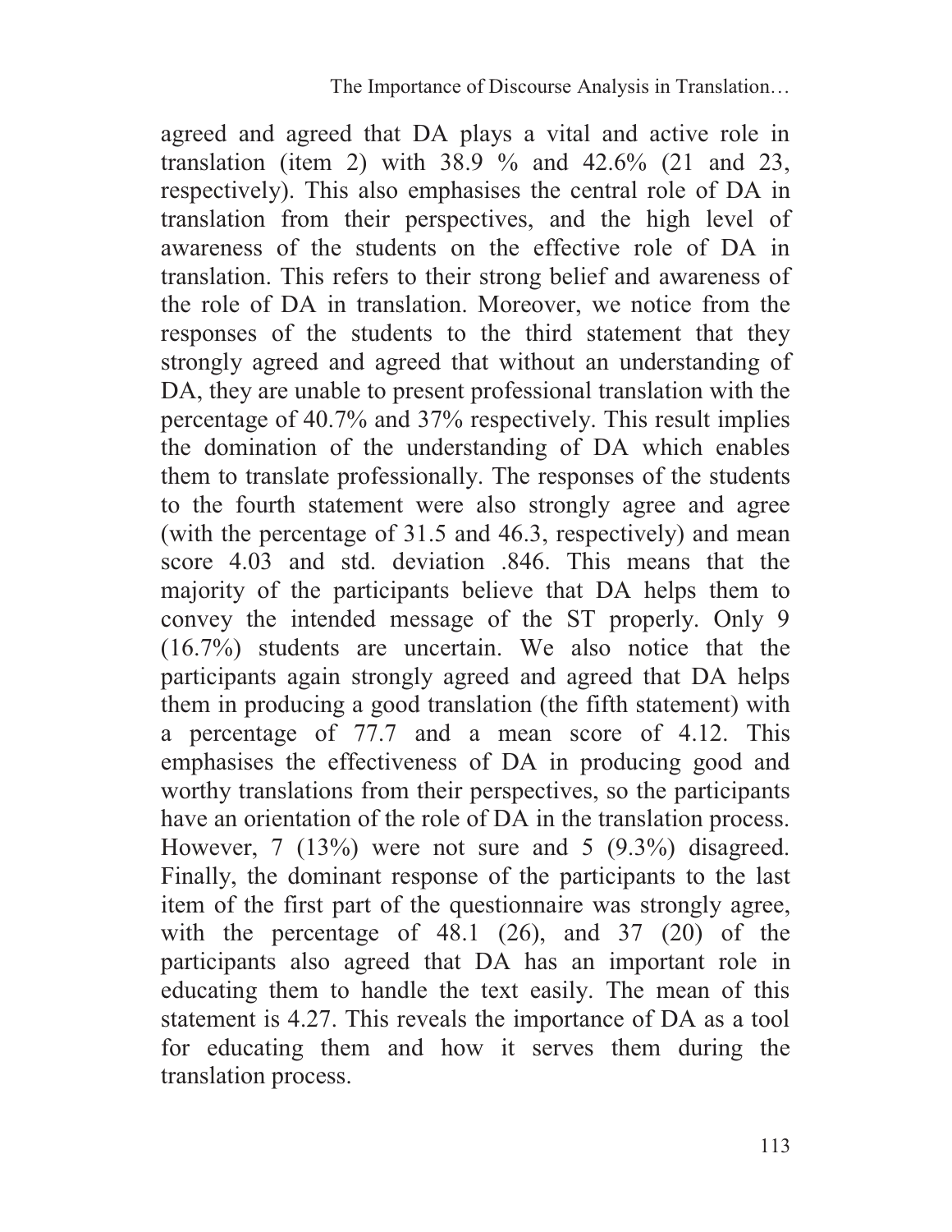agreed and agreed that DA plays a vital and active role in translation (item 2) with 38.9 % and 42.6% (21 and 23, respectively). This also emphasises the central role of DA in translation from their perspectives, and the high level of awareness of the students on the effective role of DA in translation. This refers to their strong belief and awareness of the role of DA in translation. Moreover, we notice from the responses of the students to the third statement that they strongly agreed and agreed that without an understanding of DA, they are unable to present professional translation with the percentage of 40.7% and 37% respectively. This result implies the domination of the understanding of DA which enables them to translate professionally. The responses of the students to the fourth statement were also strongly agree and agree (with the percentage of 31.5 and 46.3, respectively) and mean score 4.03 and std. deviation .846. This means that the majority of the participants believe that DA helps them to convey the intended message of the ST properly. Only 9 (16.7%) students are uncertain. We also notice that the participants again strongly agreed and agreed that DA helps them in producing a good translation (the fifth statement) with a percentage of 77.7 and a mean score of 4.12. This emphasises the effectiveness of DA in producing good and worthy translations from their perspectives, so the participants have an orientation of the role of DA in the translation process. However, 7 (13%) were not sure and 5 (9.3%) disagreed. Finally, the dominant response of the participants to the last item of the first part of the questionnaire was strongly agree, with the percentage of 48.1 (26), and 37 (20) of the participants also agreed that DA has an important role in educating them to handle the text easily. The mean of this statement is 4.27. This reveals the importance of DA as a tool for educating them and how it serves them during the translation process.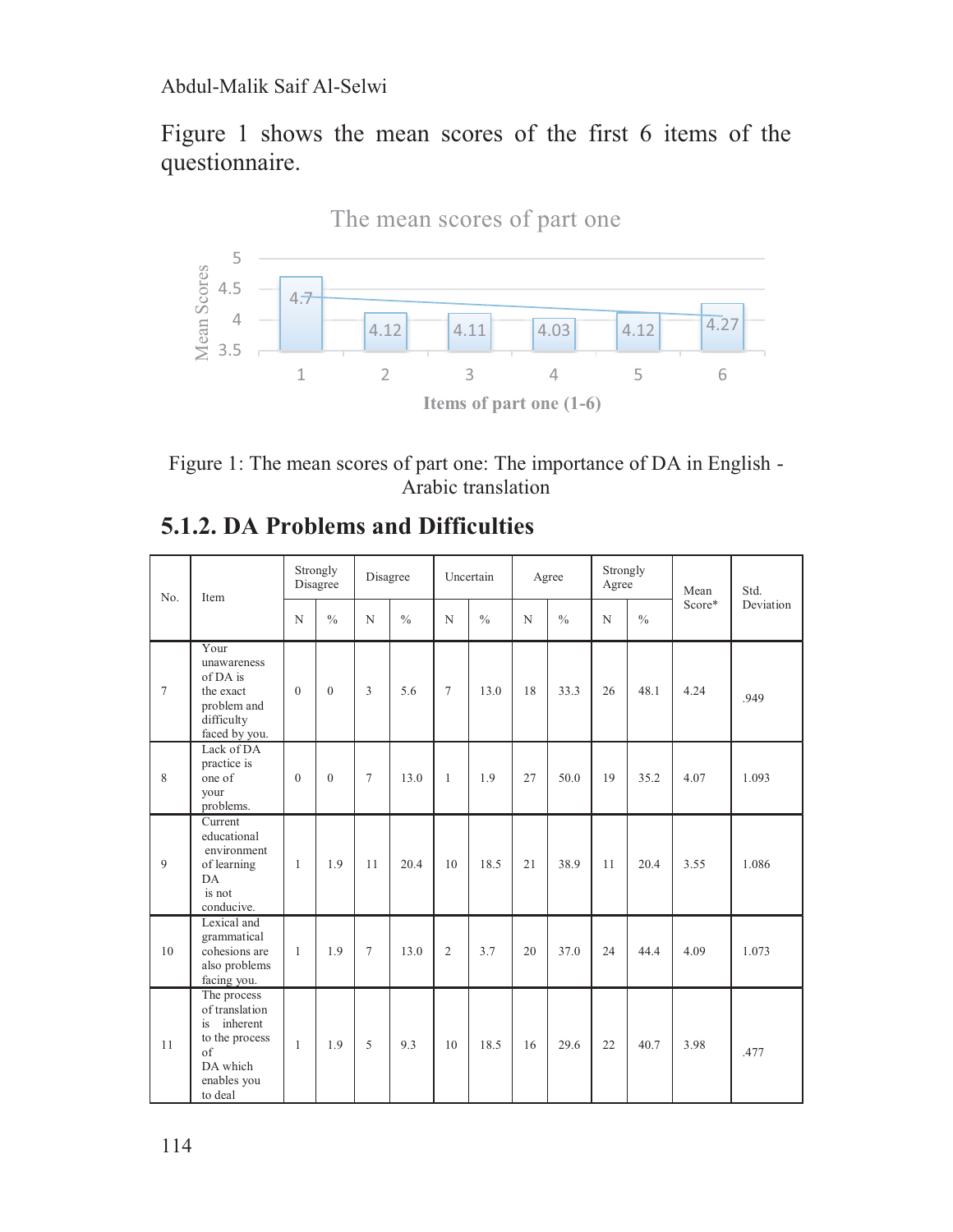Figure 1 shows the mean scores of the first 6 items of the questionnaire.

The mean scores of part one

| Items of part one (1-6) | 1 | 2 | 3 | 4 | 5 | 6 |
|---|---|---|---|---|---|---|
| Mean Scores | 4.7 | 4.12 | 4.11 | 4.03 | 4.12 | 4.27 |

Figure 1: The mean scores of part one: The importance of DA in English - Arabic translation

## 5.1.2. DA Problems and Difficulties

| No. | Item | Strongly Disagree | | Disagree | | Uncertain | | Agree | | Strongly Agree | | Mean Score* | Std. Deviation |
|---|---|---|---|---|---|---|---|---|---|---|---|---|---|
| | | N | % | N | % | N | % | N | % | N | % | | |
| 7 | Your unawareness of DA is the exact problem and difficulty faced by you. | 0 | 0 | 3 | 5.6 | 7 | 13.0 | 18 | 33.3 | 26 | 48.1 | 4.24 | .949 |
| 8 | Lack of DA practice is one of your problems. | 0 | 0 | 7 | 13.0 | 1 | 1.9 | 27 | 50.0 | 19 | 35.2 | 4.07 | 1.093 |
| 9 | Current educational environment of learning DA is not conducive. | 1 | 1.9 | 11 | 20.4 | 10 | 18.5 | 21 | 38.9 | 11 | 20.4 | 3.55 | 1.086 |
| 10 | Lexical and grammatical cohesions are also problems facing you. | 1 | 1.9 | 7 | 13.0 | 2 | 3.7 | 20 | 37.0 | 24 | 44.4 | 4.09 | 1.073 |
| 11 | The process of translation is inherent to the process of DA which enables you to deal | 1 | 1.9 | 5 | 9.3 | 10 | 18.5 | 16 | 29.6 | 22 | 40.7 | 3.98 | .477 |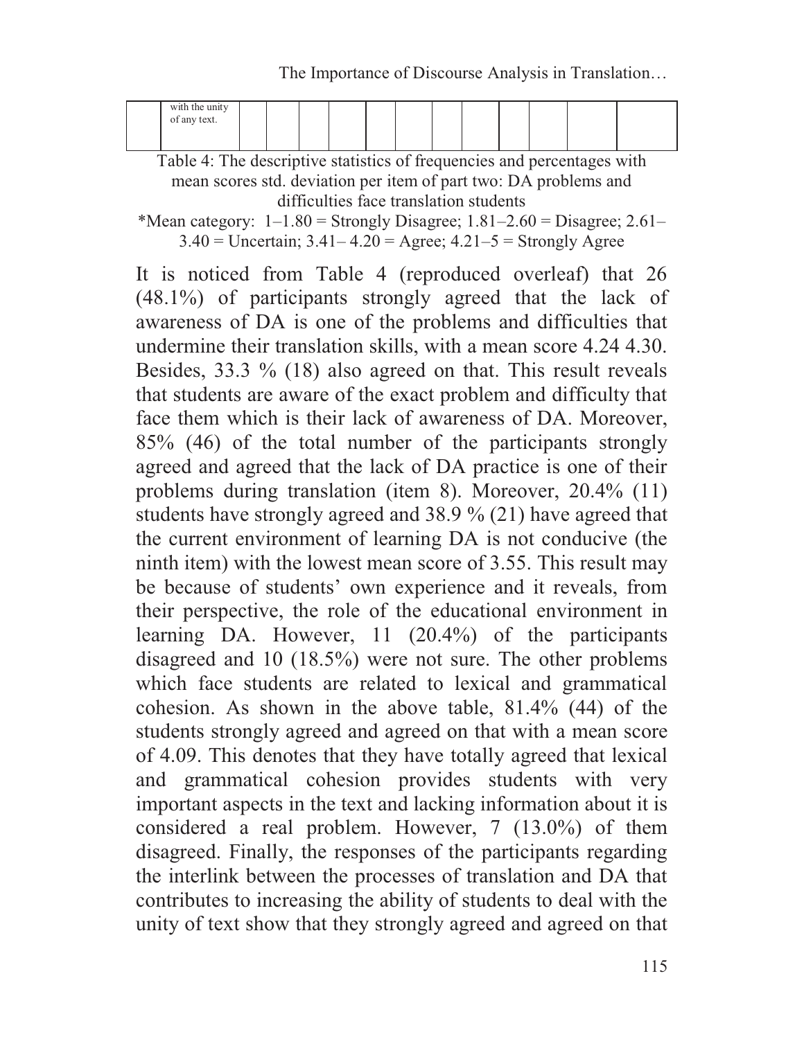| | with the unity of any text. | | | | | | | | | | | | |
|---|---|---|---|---|---|---|---|---|---|---|---|---|---|

Table 4: The descriptive statistics of frequencies and percentages with mean scores std. deviation per item of part two: DA problems and difficulties face translation students

*Mean category: 1–1.80 = Strongly Disagree; 1.81–2.60 = Disagree; 2.61–3.40 = Uncertain; 3.41– 4.20 = Agree; 4.21–5 = Strongly Agree

It is noticed from Table 4 (reproduced overleaf) that 26 (48.1%) of participants strongly agreed that the lack of awareness of DA is one of the problems and difficulties that undermine their translation skills, with a mean score 4.24 4.30. Besides, 33.3 % (18) also agreed on that. This result reveals that students are aware of the exact problem and difficulty that face them which is their lack of awareness of DA. Moreover, 85% (46) of the total number of the participants strongly agreed and agreed that the lack of DA practice is one of their problems during translation (item 8). Moreover, 20.4% (11) students have strongly agreed and 38.9 % (21) have agreed that the current environment of learning DA is not conducive (the ninth item) with the lowest mean score of 3.55. This result may be because of students' own experience and it reveals, from their perspective, the role of the educational environment in learning DA. However, 11 (20.4%) of the participants disagreed and 10 (18.5%) were not sure. The other problems which face students are related to lexical and grammatical cohesion. As shown in the above table, 81.4% (44) of the students strongly agreed and agreed on that with a mean score of 4.09. This denotes that they have totally agreed that lexical and grammatical cohesion provides students with very important aspects in the text and lacking information about it is considered a real problem. However, 7 (13.0%) of them disagreed. Finally, the responses of the participants regarding the interlink between the processes of translation and DA that contributes to increasing the ability of students to deal with the unity of text show that they strongly agreed and agreed on that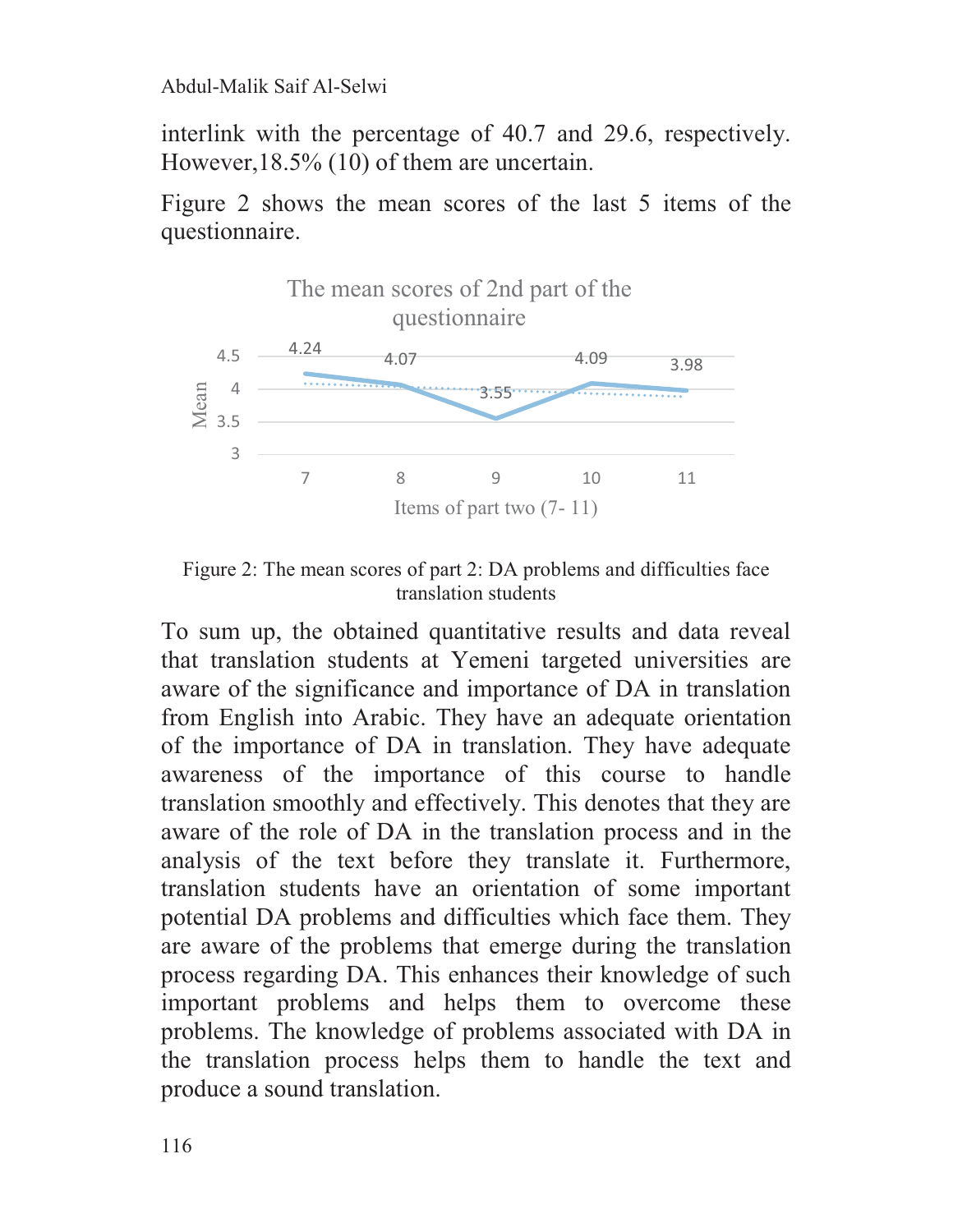interlink with the percentage of 40.7 and 29.6, respectively. However,18.5% (10) of them are uncertain.

Figure 2 shows the mean scores of the last 5 items of the questionnaire.

Figure 2: The mean scores of part 2: DA problems and difficulties face translation students

To sum up, the obtained quantitative results and data reveal that translation students at Yemeni targeted universities are aware of the significance and importance of DA in translation from English into Arabic. They have an adequate orientation of the importance of DA in translation. They have adequate awareness of the importance of this course to handle translation smoothly and effectively. This denotes that they are aware of the role of DA in the translation process and in the analysis of the text before they translate it. Furthermore, translation students have an orientation of some important potential DA problems and difficulties which face them. They are aware of the problems that emerge during the translation process regarding DA. This enhances their knowledge of such important problems and helps them to overcome these problems. The knowledge of problems associated with DA in the translation process helps them to handle the text and produce a sound translation.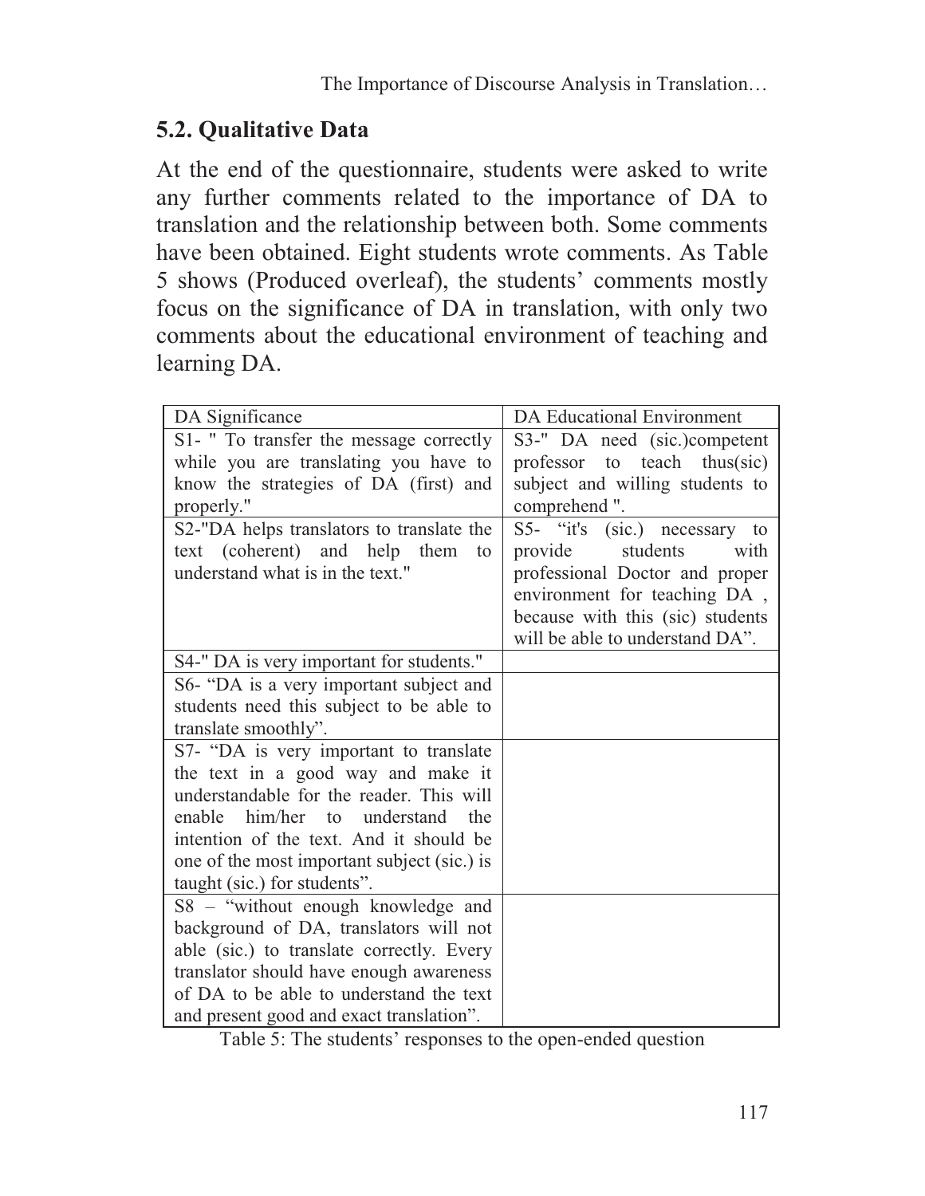## 5.2. Qualitative Data

At the end of the questionnaire, students were asked to write any further comments related to the importance of DA to translation and the relationship between both. Some comments have been obtained. Eight students wrote comments. As Table 5 shows (Produced overleaf), the students' comments mostly focus on the significance of DA in translation, with only two comments about the educational environment of teaching and learning DA.

| DA Significance | DA Educational Environment |
|---|---|
| S1- " To transfer the message correctly while you are translating you have to know the strategies of DA (first) and properly." | S3-" DA need (sic.)competent professor to teach thus(sic) subject and willing students to comprehend ". |
| S2-"DA helps translators to translate the text (coherent) and help them to understand what is in the text." | S5- "it's (sic.) necessary to provide students with professional Doctor and proper environment for teaching DA , because with this (sic) students will be able to understand DA". |
| S4-" DA is very important for students." | |
| S6- "DA is a very important subject and students need this subject to be able to translate smoothly". | |
| S7- "DA is very important to translate the text in a good way and make it understandable for the reader. This will enable him/her to understand the intention of the text. And it should be one of the most important subject (sic.) is taught (sic.) for students". | |
| S8 – "without enough knowledge and background of DA, translators will not able (sic.) to translate correctly. Every translator should have enough awareness of DA to be able to understand the text and present good and exact translation". | |

Table 5: The students' responses to the open-ended question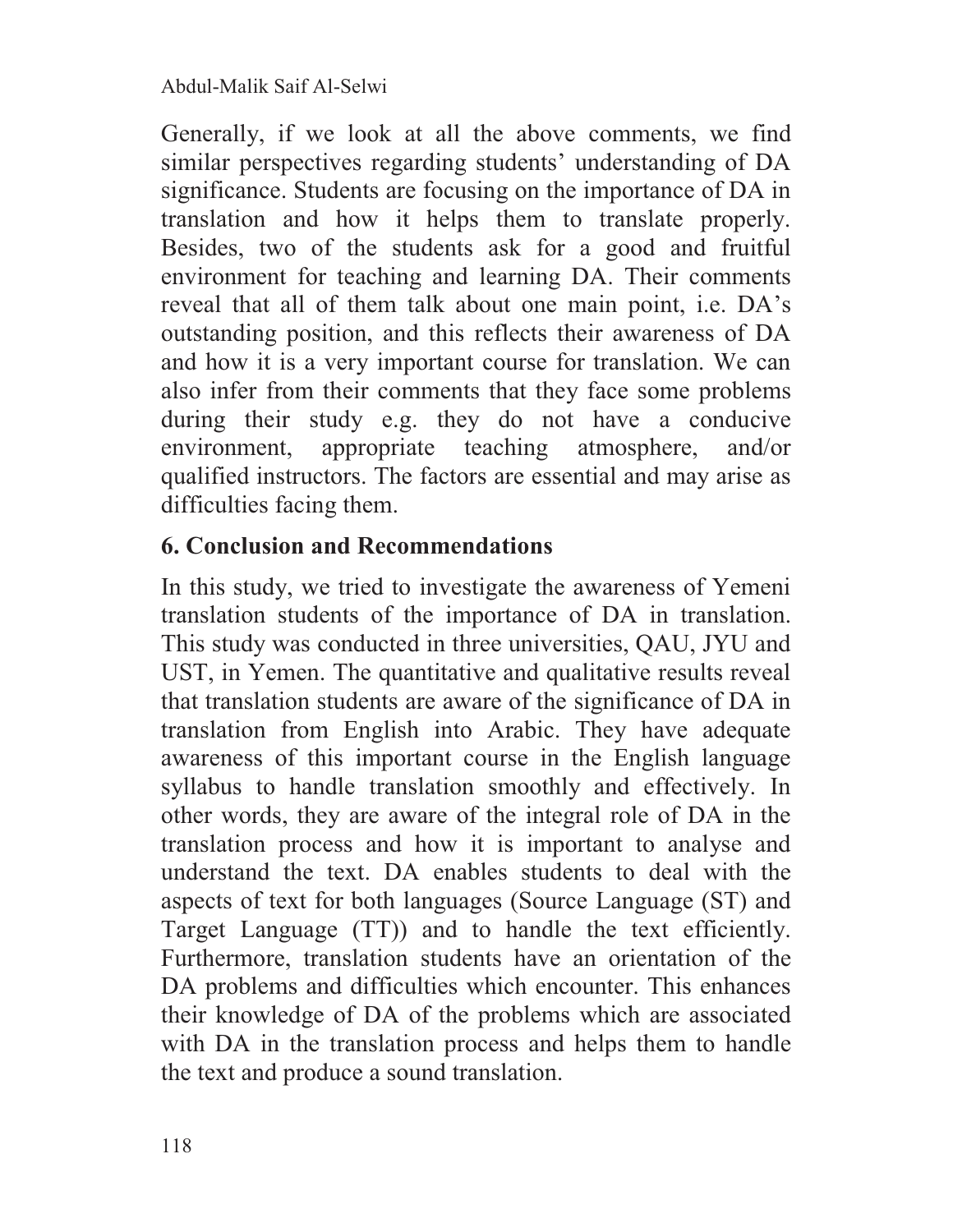Generally, if we look at all the above comments, we find similar perspectives regarding students' understanding of DA significance. Students are focusing on the importance of DA in translation and how it helps them to translate properly. Besides, two of the students ask for a good and fruitful environment for teaching and learning DA. Their comments reveal that all of them talk about one main point, i.e. DA's outstanding position, and this reflects their awareness of DA and how it is a very important course for translation. We can also infer from their comments that they face some problems during their study e.g. they do not have a conducive environment, appropriate teaching atmosphere, and/or qualified instructors. The factors are essential and may arise as difficulties facing them.

## 6. Conclusion and Recommendations

In this study, we tried to investigate the awareness of Yemeni translation students of the importance of DA in translation. This study was conducted in three universities, QAU, JYU and UST, in Yemen. The quantitative and qualitative results reveal that translation students are aware of the significance of DA in translation from English into Arabic. They have adequate awareness of this important course in the English language syllabus to handle translation smoothly and effectively. In other words, they are aware of the integral role of DA in the translation process and how it is important to analyse and understand the text. DA enables students to deal with the aspects of text for both languages (Source Language (ST) and Target Language (TT)) and to handle the text efficiently. Furthermore, translation students have an orientation of the DA problems and difficulties which encounter. This enhances their knowledge of DA of the problems which are associated with DA in the translation process and helps them to handle the text and produce a sound translation.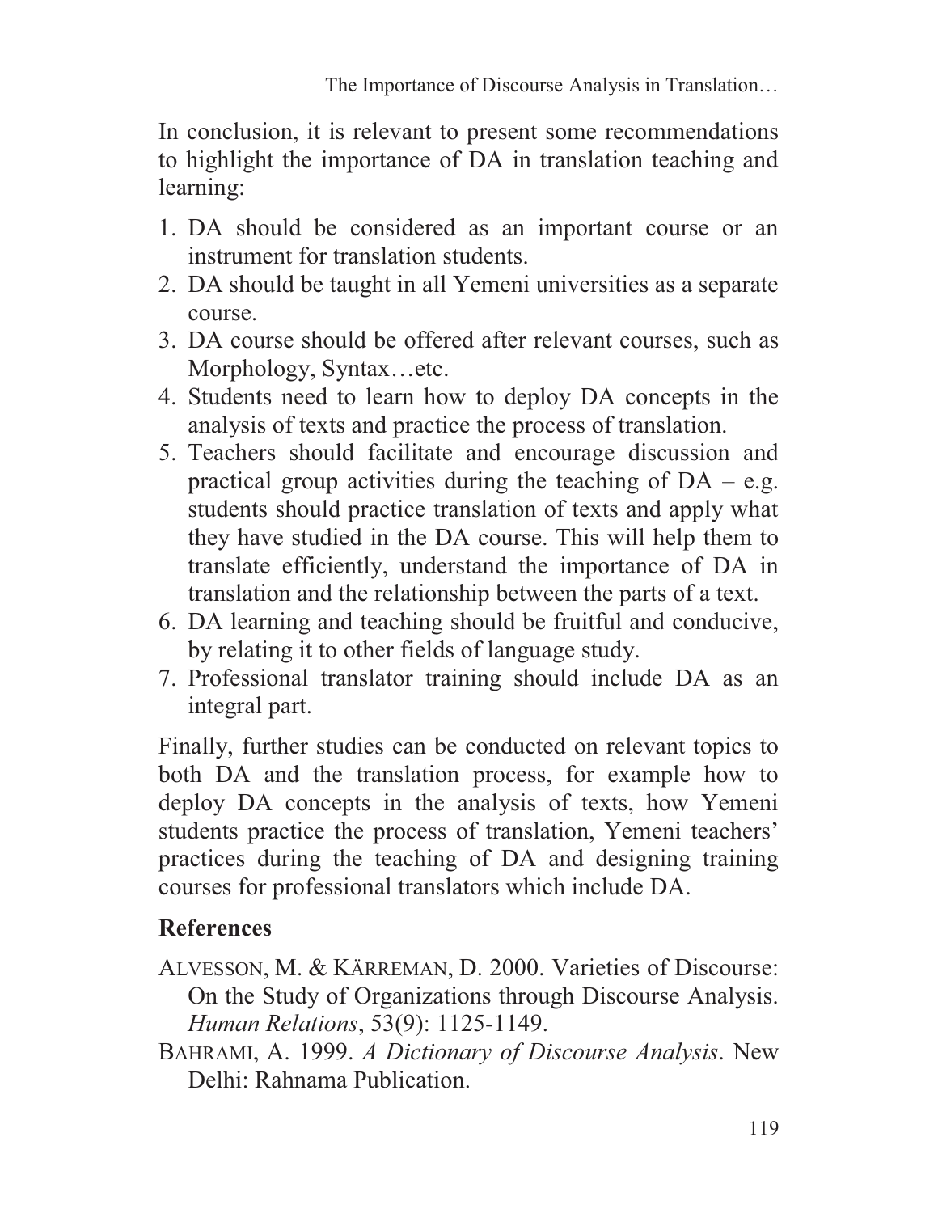In conclusion, it is relevant to present some recommendations to highlight the importance of DA in translation teaching and learning:

1. DA should be considered as an important course or an instrument for translation students.
2. DA should be taught in all Yemeni universities as a separate course.
3. DA course should be offered after relevant courses, such as Morphology, Syntax…etc.
4. Students need to learn how to deploy DA concepts in the analysis of texts and practice the process of translation.
5. Teachers should facilitate and encourage discussion and practical group activities during the teaching of DA – e.g. students should practice translation of texts and apply what they have studied in the DA course. This will help them to translate efficiently, understand the importance of DA in translation and the relationship between the parts of a text.
6. DA learning and teaching should be fruitful and conducive, by relating it to other fields of language study.
7. Professional translator training should include DA as an integral part.

Finally, further studies can be conducted on relevant topics to both DA and the translation process, for example how to deploy DA concepts in the analysis of texts, how Yemeni students practice the process of translation, Yemeni teachers' practices during the teaching of DA and designing training courses for professional translators which include DA.

## References

ALVESSON, M. & KÄRREMAN, D. 2000. Varieties of Discourse: On the Study of Organizations through Discourse Analysis. *Human Relations*, 53(9): 1125-1149.

BAHRAMI, A. 1999. *A Dictionary of Discourse Analysis*. New Delhi: Rahnama Publication.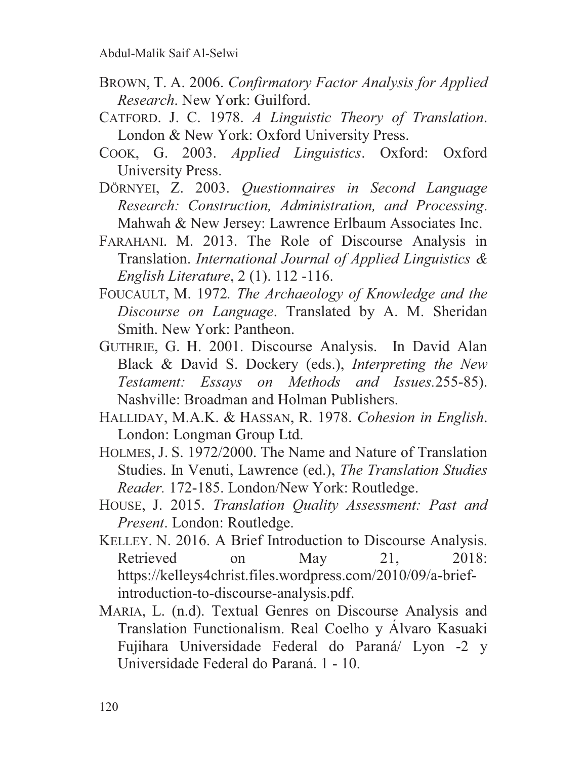BROWN, T. A. 2006. *Confirmatory Factor Analysis for Applied Research*. New York: Guilford.

CATFORD. J. C. 1978. *A Linguistic Theory of Translation*. London & New York: Oxford University Press.

COOK, G. 2003. *Applied Linguistics*. Oxford: Oxford University Press.

DÖRNYEI, Z. 2003. *Questionnaires in Second Language Research: Construction, Administration, and Processing*. Mahwah & New Jersey: Lawrence Erlbaum Associates Inc.

FARAHANI. M. 2013. The Role of Discourse Analysis in Translation. *International Journal of Applied Linguistics & English Literature*, 2 (1). 112 -116.

FOUCAULT, M. 1972*. The Archaeology of Knowledge and the Discourse on Language*. Translated by A. M. Sheridan Smith. New York: Pantheon.

GUTHRIE, G. H. 2001. Discourse Analysis. In David Alan Black & David S. Dockery (eds.), *Interpreting the New Testament: Essays on Methods and Issues*.255-85). Nashville: Broadman and Holman Publishers.

HALLIDAY, M.A.K. & HASSAN, R. 1978. *Cohesion in English*. London: Longman Group Ltd.

HOLMES, J. S. 1972/2000. The Name and Nature of Translation Studies. In Venuti, Lawrence (ed.), *The Translation Studies Reader.* 172-185. London/New York: Routledge.

HOUSE, J. 2015. *Translation Quality Assessment: Past and Present*. London: Routledge.

KELLEY. N. 2016. A Brief Introduction to Discourse Analysis. Retrieved on May 21, 2018: https://kelleys4christ.files.wordpress.com/2010/09/a-brief-introduction-to-discourse-analysis.pdf.

MARIA, L. (n.d). Textual Genres on Discourse Analysis and Translation Functionalism. Real Coelho y Álvaro Kasuaki Fujihara Universidade Federal do Paraná/ Lyon -2 y Universidade Federal do Paraná. 1 - 10.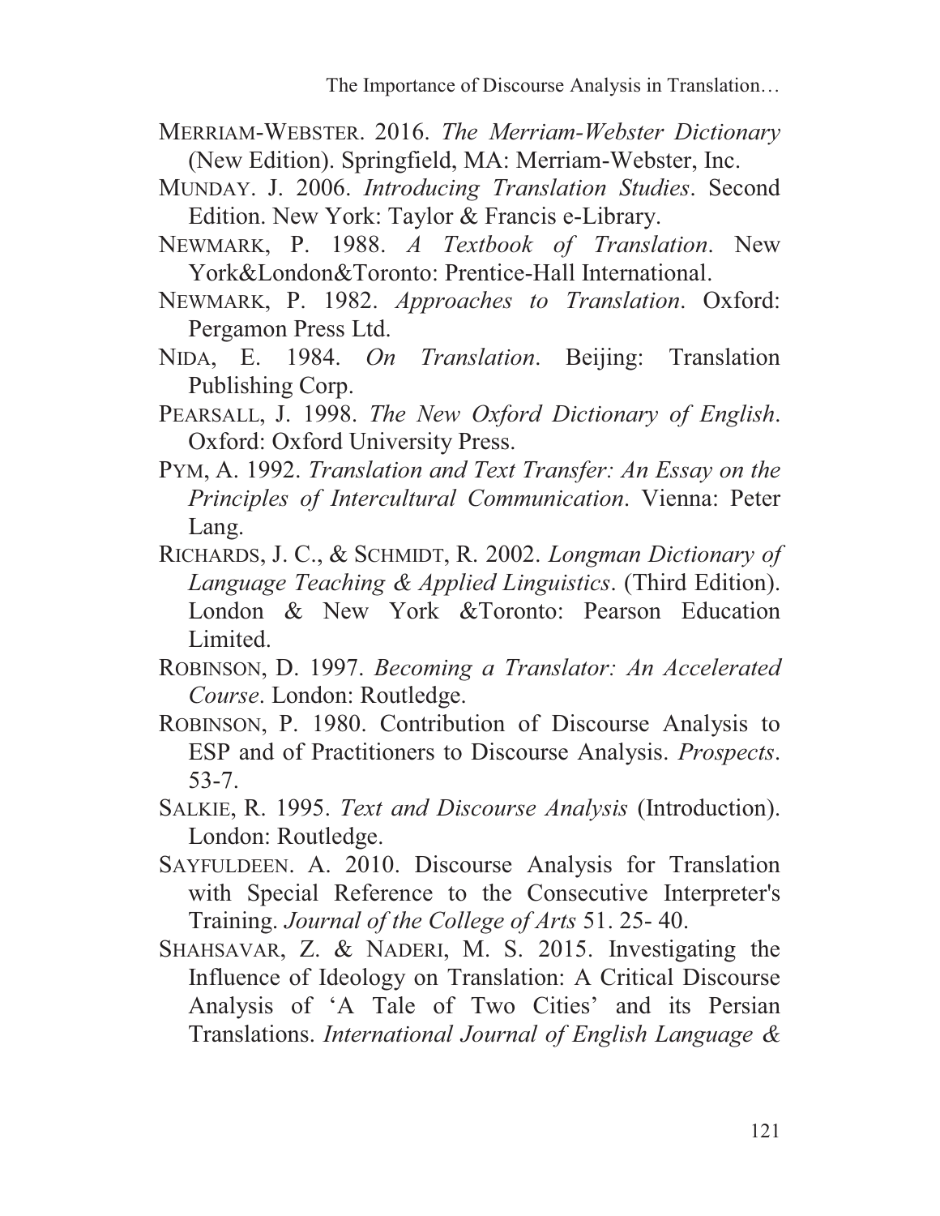MERRIAM-WEBSTER. 2016. *The Merriam-Webster Dictionary* (New Edition). Springfield, MA: Merriam-Webster, Inc.

MUNDAY. J. 2006. *Introducing Translation Studies*. Second Edition. New York: Taylor & Francis e-Library.

NEWMARK, P. 1988. *A Textbook of Translation*. New York&London&Toronto: Prentice-Hall International.

NEWMARK, P. 1982. *Approaches to Translation*. Oxford: Pergamon Press Ltd.

NIDA, E. 1984. *On Translation*. Beijing: Translation Publishing Corp.

PEARSALL, J. 1998. *The New Oxford Dictionary of English*. Oxford: Oxford University Press.

PYM, A. 1992. *Translation and Text Transfer: An Essay on the Principles of Intercultural Communication*. Vienna: Peter Lang.

RICHARDS, J. C., & SCHMIDT, R. 2002. *Longman Dictionary of Language Teaching & Applied Linguistics*. (Third Edition). London & New York &Toronto: Pearson Education Limited.

ROBINSON, D. 1997. *Becoming a Translator: An Accelerated Course*. London: Routledge.

ROBINSON, P. 1980. Contribution of Discourse Analysis to ESP and of Practitioners to Discourse Analysis. *Prospects*. 53-7.

SALKIE, R. 1995. *Text and Discourse Analysis* (Introduction). London: Routledge.

SAYFULDEEN. A. 2010. Discourse Analysis for Translation with Special Reference to the Consecutive Interpreter's Training. *Journal of the College of Arts* 51. 25- 40.

SHAHSAVAR, Z. & NADERI, M. S. 2015. Investigating the Influence of Ideology on Translation: A Critical Discourse Analysis of 'A Tale of Two Cities' and its Persian Translations. *International Journal of English Language &*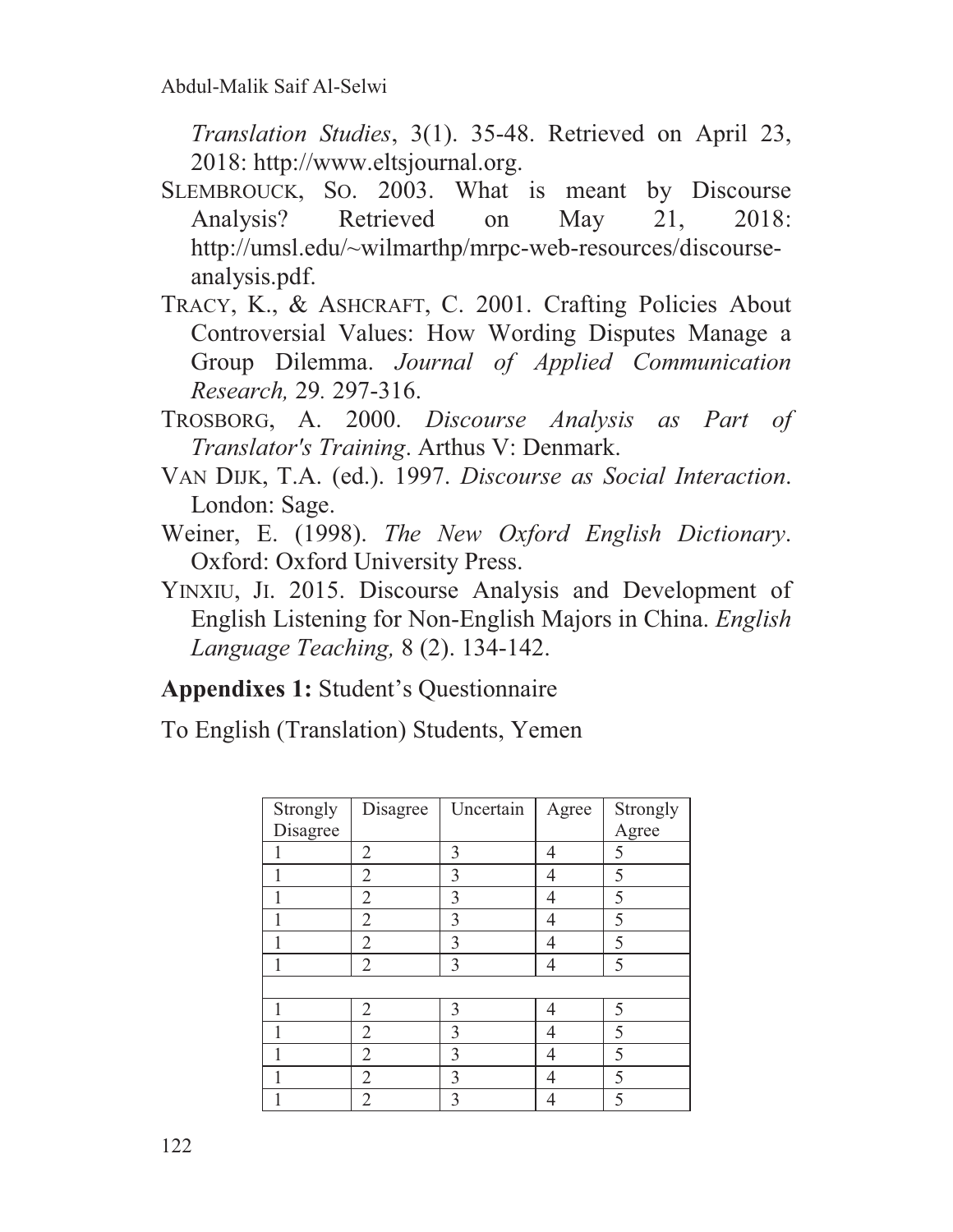*Translation Studies*, 3(1). 35-48. Retrieved on April 23, 2018: http://www.eltsjournal.org.

SLEMBROUCK, SO. 2003. What is meant by Discourse Analysis? Retrieved on May 21, 2018: http://umsl.edu/~wilmarthp/mrpc-web-resources/discourse-analysis.pdf.

TRACY, K., & ASHCRAFT, C. 2001. Crafting Policies About Controversial Values: How Wording Disputes Manage a Group Dilemma. *Journal of Applied Communication Research,* 29. 297-316.

TROSBORG, A. 2000. *Discourse Analysis as Part of Translator's Training*. Arthus V: Denmark.

VAN DIJK, T.A. (ed.). 1997. *Discourse as Social Interaction*. London: Sage.

Weiner, E. (1998). *The New Oxford English Dictionary*. Oxford: Oxford University Press.

YINXIU, JI. 2015. Discourse Analysis and Development of English Listening for Non-English Majors in China. *English Language Teaching,* 8 (2). 134-142.

**Appendixes 1:** Student's Questionnaire

To English (Translation) Students, Yemen

| Strongly Disagree | Disagree | Uncertain | Agree | Strongly Agree |
|---|---|---|---|---|
| 1 | 2 | 3 | 4 | 5 |
| 1 | 2 | 3 | 4 | 5 |
| 1 | 2 | 3 | 4 | 5 |
| 1 | 2 | 3 | 4 | 5 |
| 1 | 2 | 3 | 4 | 5 |
| 1 | 2 | 3 | 4 | 5 |
| | | | | |
| 1 | 2 | 3 | 4 | 5 |
| 1 | 2 | 3 | 4 | 5 |
| 1 | 2 | 3 | 4 | 5 |
| 1 | 2 | 3 | 4 | 5 |
| 1 | 2 | 3 | 4 | 5 |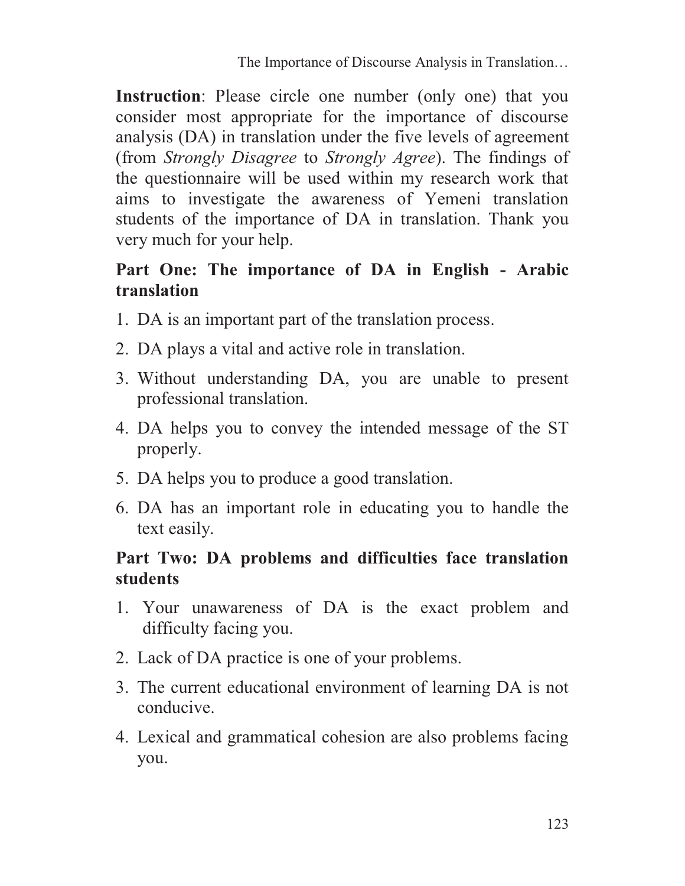**Instruction**: Please circle one number (only one) that you consider most appropriate for the importance of discourse analysis (DA) in translation under the five levels of agreement (from *Strongly Disagree* to *Strongly Agree*). The findings of the questionnaire will be used within my research work that aims to investigate the awareness of Yemeni translation students of the importance of DA in translation. Thank you very much for your help.

**Part One: The importance of DA in English - Arabic translation**

1. DA is an important part of the translation process.
2. DA plays a vital and active role in translation.
3. Without understanding DA, you are unable to present professional translation.
4. DA helps you to convey the intended message of the ST properly.
5. DA helps you to produce a good translation.
6. DA has an important role in educating you to handle the text easily.

**Part Two: DA problems and difficulties face translation students**

1. Your unawareness of DA is the exact problem and difficulty facing you.
2. Lack of DA practice is one of your problems.
3. The current educational environment of learning DA is not conducive.
4. Lexical and grammatical cohesion are also problems facing you.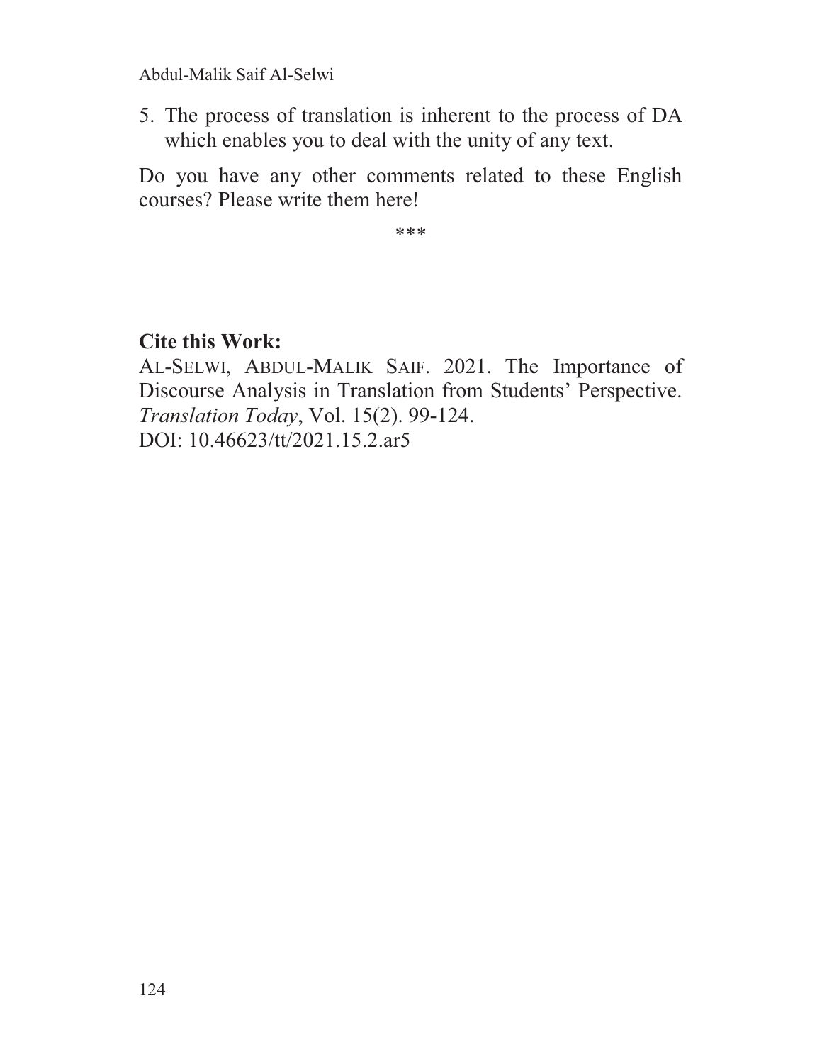5. The process of translation is inherent to the process of DA which enables you to deal with the unity of any text.

Do you have any other comments related to these English courses? Please write them here!

***

**Cite this Work:**

AL-SELWI, ABDUL-MALIK SAIF. 2021. The Importance of Discourse Analysis in Translation from Students' Perspective. *Translation Today*, Vol. 15(2). 99-124.
DOI: 10.46623/tt/2021.15.2.ar5